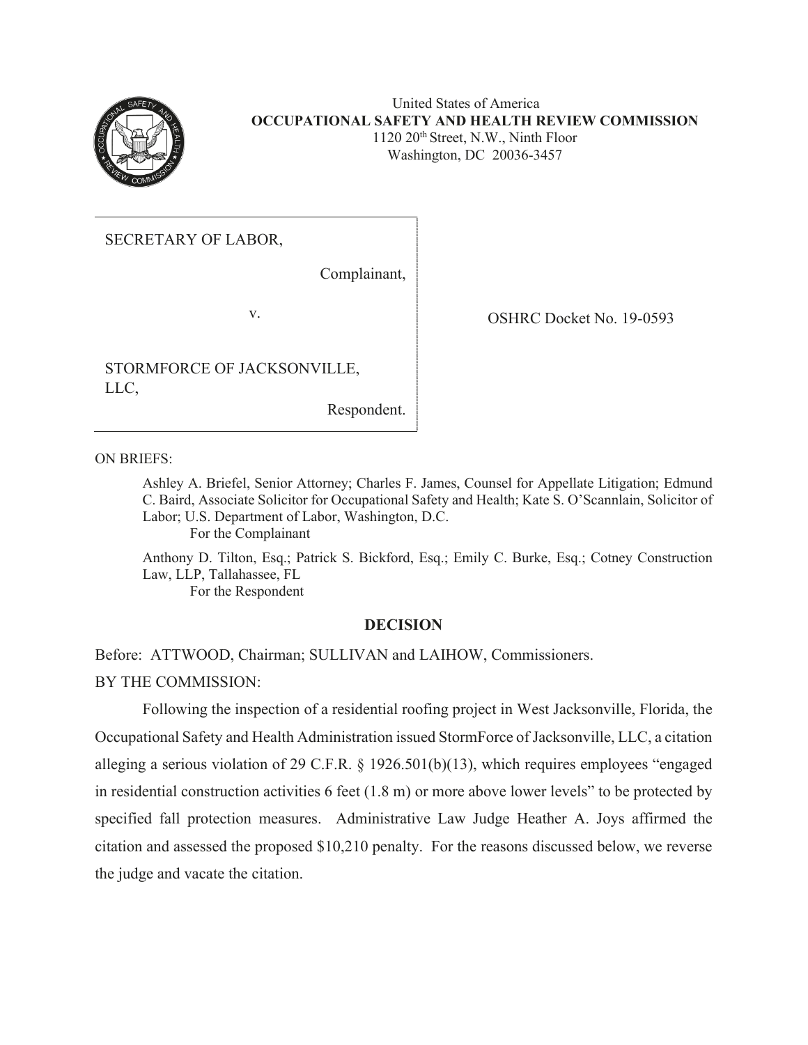United States of America
**OCCUPATIONAL SAFETY AND HEALTH REVIEW COMMISSION**
1120 20th Street, N.W., Ninth Floor
Washington, DC 20036-3457

SECRETARY OF LABOR,

Complainant,

v.

STORMFORCE OF JACKSONVILLE, LLC,

Respondent.

OSHRC Docket No. 19-0593

ON BRIEFS:

Ashley A. Briefel, Senior Attorney; Charles F. James, Counsel for Appellate Litigation; Edmund C. Baird, Associate Solicitor for Occupational Safety and Health; Kate S. O'Scannlain, Solicitor of Labor; U.S. Department of Labor, Washington, D.C.
For the Complainant

Anthony D. Tilton, Esq.; Patrick S. Bickford, Esq.; Emily C. Burke, Esq.; Cotney Construction Law, LLP, Tallahassee, FL
For the Respondent

## DECISION

Before: ATTWOOD, Chairman; SULLIVAN and LAIHOW, Commissioners.

BY THE COMMISSION:

Following the inspection of a residential roofing project in West Jacksonville, Florida, the Occupational Safety and Health Administration issued StormForce of Jacksonville, LLC, a citation alleging a serious violation of 29 C.F.R. § 1926.501(b)(13), which requires employees "engaged in residential construction activities 6 feet (1.8 m) or more above lower levels" to be protected by specified fall protection measures. Administrative Law Judge Heather A. Joys affirmed the citation and assessed the proposed $10,210 penalty. For the reasons discussed below, we reverse the judge and vacate the citation.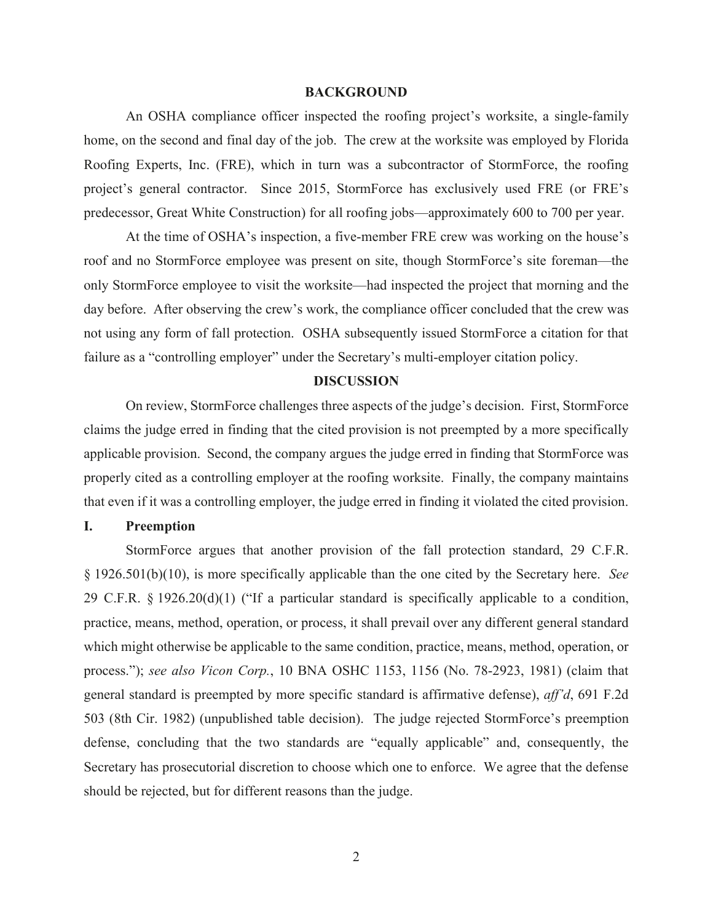## BACKGROUND

An OSHA compliance officer inspected the roofing project's worksite, a single-family home, on the second and final day of the job. The crew at the worksite was employed by Florida Roofing Experts, Inc. (FRE), which in turn was a subcontractor of StormForce, the roofing project's general contractor. Since 2015, StormForce has exclusively used FRE (or FRE's predecessor, Great White Construction) for all roofing jobs—approximately 600 to 700 per year.

At the time of OSHA's inspection, a five-member FRE crew was working on the house's roof and no StormForce employee was present on site, though StormForce's site foreman—the only StormForce employee to visit the worksite—had inspected the project that morning and the day before. After observing the crew's work, the compliance officer concluded that the crew was not using any form of fall protection. OSHA subsequently issued StormForce a citation for that failure as a "controlling employer" under the Secretary's multi-employer citation policy.

## DISCUSSION

On review, StormForce challenges three aspects of the judge's decision. First, StormForce claims the judge erred in finding that the cited provision is not preempted by a more specifically applicable provision. Second, the company argues the judge erred in finding that StormForce was properly cited as a controlling employer at the roofing worksite. Finally, the company maintains that even if it was a controlling employer, the judge erred in finding it violated the cited provision.

### I. Preemption

StormForce argues that another provision of the fall protection standard, 29 C.F.R. § 1926.501(b)(10), is more specifically applicable than the one cited by the Secretary here. *See* 29 C.F.R. § 1926.20(d)(1) ("If a particular standard is specifically applicable to a condition, practice, means, method, operation, or process, it shall prevail over any different general standard which might otherwise be applicable to the same condition, practice, means, method, operation, or process."); *see also Vicon Corp.*, 10 BNA OSHC 1153, 1156 (No. 78-2923, 1981) (claim that general standard is preempted by more specific standard is affirmative defense), *aff'd*, 691 F.2d 503 (8th Cir. 1982) (unpublished table decision). The judge rejected StormForce's preemption defense, concluding that the two standards are "equally applicable" and, consequently, the Secretary has prosecutorial discretion to choose which one to enforce. We agree that the defense should be rejected, but for different reasons than the judge.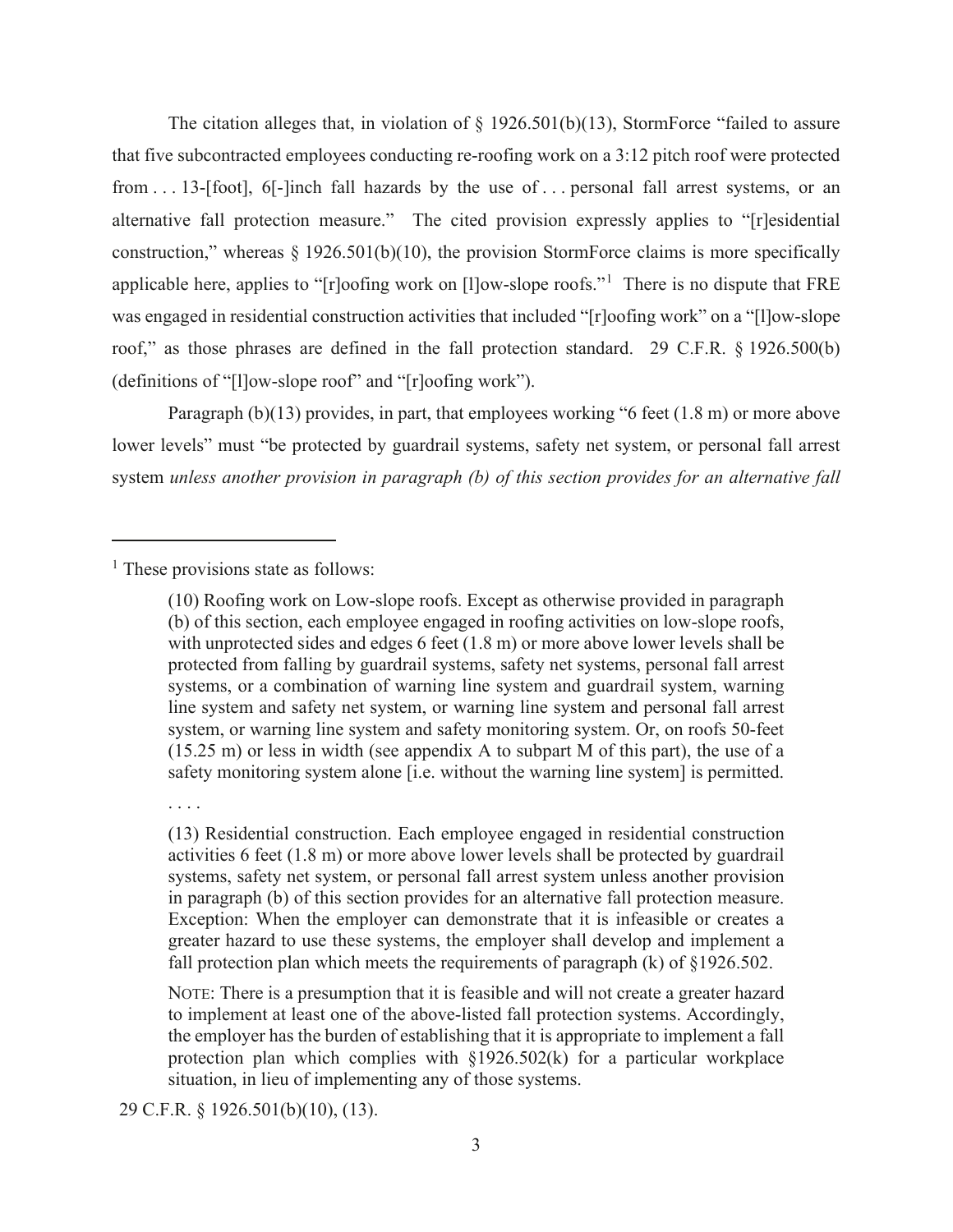The citation alleges that, in violation of § 1926.501(b)(13), StormForce "failed to assure that five subcontracted employees conducting re-roofing work on a 3:12 pitch roof were protected from . . . 13-[foot], 6[-]inch fall hazards by the use of . . . personal fall arrest systems, or an alternative fall protection measure." The cited provision expressly applies to "[r]esidential construction," whereas § 1926.501(b)(10), the provision StormForce claims is more specifically applicable here, applies to "[r]oofing work on [l]ow-slope roofs."[1] There is no dispute that FRE was engaged in residential construction activities that included "[r]oofing work" on a "[l]ow-slope roof," as those phrases are defined in the fall protection standard. 29 C.F.R. § 1926.500(b) (definitions of "[l]ow-slope roof" and "[r]oofing work").

Paragraph (b)(13) provides, in part, that employees working "6 feet (1.8 m) or more above lower levels" must "be protected by guardrail systems, safety net system, or personal fall arrest system *unless another provision in paragraph (b) of this section provides for an alternative fall*

---

[1] These provisions state as follows:

> (10) Roofing work on Low-slope roofs. Except as otherwise provided in paragraph (b) of this section, each employee engaged in roofing activities on low-slope roofs, with unprotected sides and edges 6 feet (1.8 m) or more above lower levels shall be protected from falling by guardrail systems, safety net systems, personal fall arrest systems, or a combination of warning line system and guardrail system, warning line system and safety net system, or warning line system and personal fall arrest system, or warning line system and safety monitoring system. Or, on roofs 50-feet (15.25 m) or less in width (see appendix A to subpart M of this part), the use of a safety monitoring system alone [i.e. without the warning line system] is permitted.
>
> . . . .
>
> (13) Residential construction. Each employee engaged in residential construction activities 6 feet (1.8 m) or more above lower levels shall be protected by guardrail systems, safety net system, or personal fall arrest system unless another provision in paragraph (b) of this section provides for an alternative fall protection measure. Exception: When the employer can demonstrate that it is infeasible or creates a greater hazard to use these systems, the employer shall develop and implement a fall protection plan which meets the requirements of paragraph (k) of §1926.502.
>
> NOTE: There is a presumption that it is feasible and will not create a greater hazard to implement at least one of the above-listed fall protection systems. Accordingly, the employer has the burden of establishing that it is appropriate to implement a fall protection plan which complies with §1926.502(k) for a particular workplace situation, in lieu of implementing any of those systems.

29 C.F.R. § 1926.501(b)(10), (13).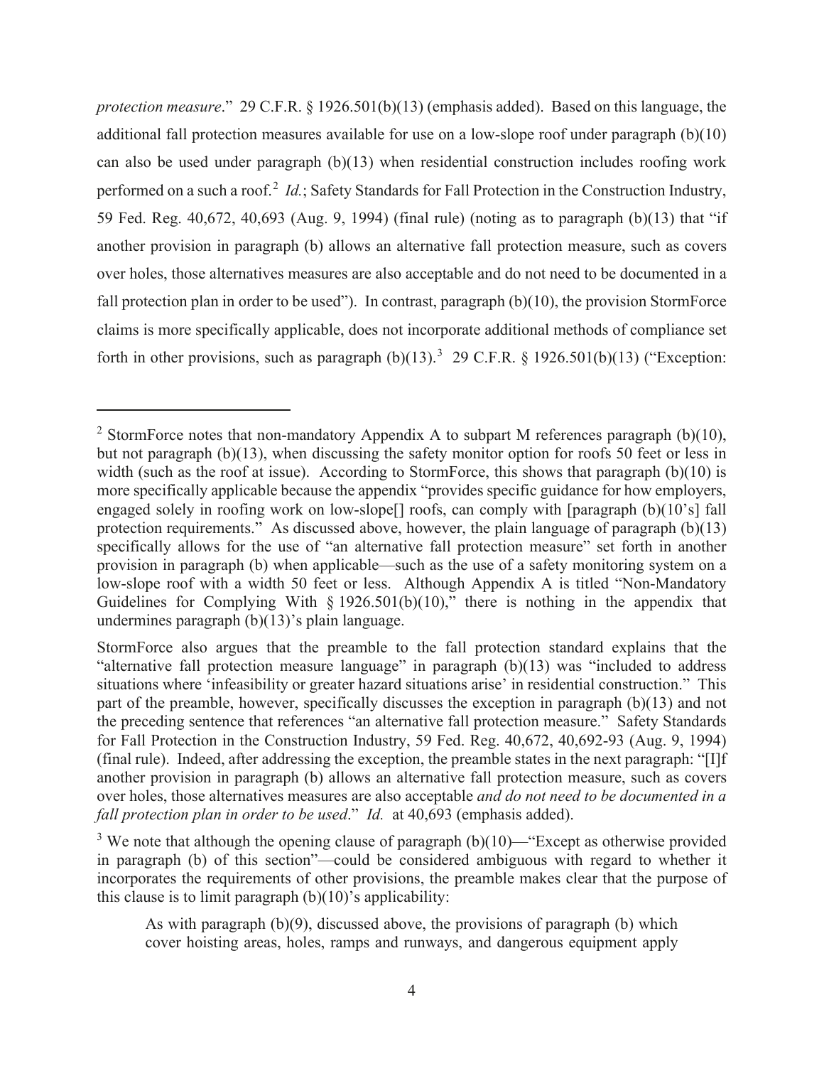*protection measure*." 29 C.F.R. § 1926.501(b)(13) (emphasis added). Based on this language, the additional fall protection measures available for use on a low-slope roof under paragraph (b)(10) can also be used under paragraph (b)(13) when residential construction includes roofing work performed on a such a roof.[2] *Id.*; Safety Standards for Fall Protection in the Construction Industry, 59 Fed. Reg. 40,672, 40,693 (Aug. 9, 1994) (final rule) (noting as to paragraph (b)(13) that "if another provision in paragraph (b) allows an alternative fall protection measure, such as covers over holes, those alternatives measures are also acceptable and do not need to be documented in a fall protection plan in order to be used"). In contrast, paragraph (b)(10), the provision StormForce claims is more specifically applicable, does not incorporate additional methods of compliance set forth in other provisions, such as paragraph (b)(13).[3] 29 C.F.R. § 1926.501(b)(13) ("Exception:

---

[2] StormForce notes that non-mandatory Appendix A to subpart M references paragraph (b)(10), but not paragraph (b)(13), when discussing the safety monitor option for roofs 50 feet or less in width (such as the roof at issue). According to StormForce, this shows that paragraph (b)(10) is more specifically applicable because the appendix "provides specific guidance for how employers, engaged solely in roofing work on low-slope[] roofs, can comply with [paragraph (b)(10's] fall protection requirements." As discussed above, however, the plain language of paragraph (b)(13) specifically allows for the use of "an alternative fall protection measure" set forth in another provision in paragraph (b) when applicable—such as the use of a safety monitoring system on a low-slope roof with a width 50 feet or less. Although Appendix A is titled "Non-Mandatory Guidelines for Complying With § 1926.501(b)(10)," there is nothing in the appendix that undermines paragraph (b)(13)'s plain language.

StormForce also argues that the preamble to the fall protection standard explains that the "alternative fall protection measure language" in paragraph (b)(13) was "included to address situations where 'infeasibility or greater hazard situations arise' in residential construction." This part of the preamble, however, specifically discusses the exception in paragraph (b)(13) and not the preceding sentence that references "an alternative fall protection measure." Safety Standards for Fall Protection in the Construction Industry, 59 Fed. Reg. 40,672, 40,692-93 (Aug. 9, 1994) (final rule). Indeed, after addressing the exception, the preamble states in the next paragraph: "[I]f another provision in paragraph (b) allows an alternative fall protection measure, such as covers over holes, those alternatives measures are also acceptable *and do not need to be documented in a fall protection plan in order to be used*." *Id.* at 40,693 (emphasis added).

[3] We note that although the opening clause of paragraph (b)(10)—"Except as otherwise provided in paragraph (b) of this section"—could be considered ambiguous with regard to whether it incorporates the requirements of other provisions, the preamble makes clear that the purpose of this clause is to limit paragraph (b)(10)'s applicability:

> As with paragraph (b)(9), discussed above, the provisions of paragraph (b) which cover hoisting areas, holes, ramps and runways, and dangerous equipment apply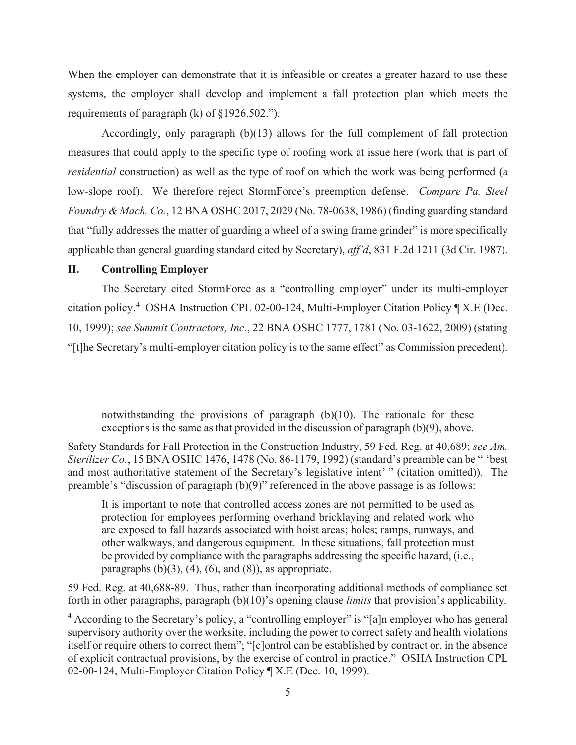When the employer can demonstrate that it is infeasible or creates a greater hazard to use these systems, the employer shall develop and implement a fall protection plan which meets the requirements of paragraph (k) of §1926.502.").

Accordingly, only paragraph (b)(13) allows for the full complement of fall protection measures that could apply to the specific type of roofing work at issue here (work that is part of *residential* construction) as well as the type of roof on which the work was being performed (a low-slope roof). We therefore reject StormForce's preemption defense. *Compare Pa. Steel Foundry & Mach. Co.*, 12 BNA OSHC 2017, 2029 (No. 78-0638, 1986) (finding guarding standard that "fully addresses the matter of guarding a wheel of a swing frame grinder" is more specifically applicable than general guarding standard cited by Secretary), *aff'd*, 831 F.2d 1211 (3d Cir. 1987).

## II. Controlling Employer

The Secretary cited StormForce as a "controlling employer" under its multi-employer citation policy.[4] OSHA Instruction CPL 02-00-124, Multi-Employer Citation Policy ¶ X.E (Dec. 10, 1999); *see Summit Contractors, Inc.*, 22 BNA OSHC 1777, 1781 (No. 03-1622, 2009) (stating "[t]he Secretary's multi-employer citation policy is to the same effect" as Commission precedent).

---

> notwithstanding the provisions of paragraph (b)(10). The rationale for these exceptions is the same as that provided in the discussion of paragraph (b)(9), above.

Safety Standards for Fall Protection in the Construction Industry, 59 Fed. Reg. at 40,689; *see Am. Sterilizer Co.*, 15 BNA OSHC 1476, 1478 (No. 86-1179, 1992) (standard's preamble can be " 'best and most authoritative statement of the Secretary's legislative intent' " (citation omitted)). The preamble's "discussion of paragraph (b)(9)" referenced in the above passage is as follows:

> It is important to note that controlled access zones are not permitted to be used as protection for employees performing overhand bricklaying and related work who are exposed to fall hazards associated with hoist areas; holes; ramps, runways, and other walkways, and dangerous equipment. In these situations, fall protection must be provided by compliance with the paragraphs addressing the specific hazard, (i.e., paragraphs (b)(3), (4), (6), and (8)), as appropriate.

59 Fed. Reg. at 40,688-89. Thus, rather than incorporating additional methods of compliance set forth in other paragraphs, paragraph (b)(10)'s opening clause *limits* that provision's applicability.

[4] According to the Secretary's policy, a "controlling employer" is "[a]n employer who has general supervisory authority over the worksite, including the power to correct safety and health violations itself or require others to correct them"; "[c]ontrol can be established by contract or, in the absence of explicit contractual provisions, by the exercise of control in practice." OSHA Instruction CPL 02-00-124, Multi-Employer Citation Policy ¶ X.E (Dec. 10, 1999).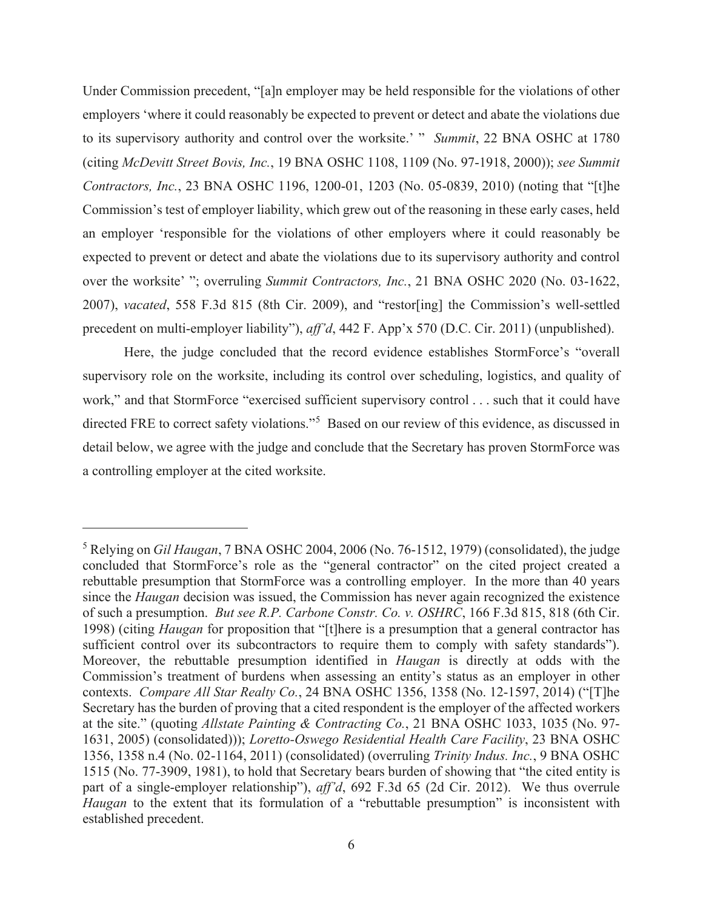Under Commission precedent, "[a]n employer may be held responsible for the violations of other employers 'where it could reasonably be expected to prevent or detect and abate the violations due to its supervisory authority and control over the worksite.' " *Summit*, 22 BNA OSHC at 1780 (citing *McDevitt Street Bovis, Inc.*, 19 BNA OSHC 1108, 1109 (No. 97-1918, 2000)); *see Summit Contractors, Inc.*, 23 BNA OSHC 1196, 1200-01, 1203 (No. 05-0839, 2010) (noting that "[t]he Commission's test of employer liability, which grew out of the reasoning in these early cases, held an employer 'responsible for the violations of other employers where it could reasonably be expected to prevent or detect and abate the violations due to its supervisory authority and control over the worksite' "; overruling *Summit Contractors, Inc.*, 21 BNA OSHC 2020 (No. 03-1622, 2007), *vacated*, 558 F.3d 815 (8th Cir. 2009), and "restor[ing] the Commission's well-settled precedent on multi-employer liability"), *aff'd*, 442 F. App'x 570 (D.C. Cir. 2011) (unpublished).

Here, the judge concluded that the record evidence establishes StormForce's "overall supervisory role on the worksite, including its control over scheduling, logistics, and quality of work," and that StormForce "exercised sufficient supervisory control . . . such that it could have directed FRE to correct safety violations."[5] Based on our review of this evidence, as discussed in detail below, we agree with the judge and conclude that the Secretary has proven StormForce was a controlling employer at the cited worksite.

---

[5] Relying on *Gil Haugan*, 7 BNA OSHC 2004, 2006 (No. 76-1512, 1979) (consolidated), the judge concluded that StormForce's role as the "general contractor" on the cited project created a rebuttable presumption that StormForce was a controlling employer. In the more than 40 years since the *Haugan* decision was issued, the Commission has never again recognized the existence of such a presumption. *But see R.P. Carbone Constr. Co. v. OSHRC*, 166 F.3d 815, 818 (6th Cir. 1998) (citing *Haugan* for proposition that "[t]here is a presumption that a general contractor has sufficient control over its subcontractors to require them to comply with safety standards"). Moreover, the rebuttable presumption identified in *Haugan* is directly at odds with the Commission's treatment of burdens when assessing an entity's status as an employer in other contexts. *Compare All Star Realty Co.*, 24 BNA OSHC 1356, 1358 (No. 12-1597, 2014) ("[T]he Secretary has the burden of proving that a cited respondent is the employer of the affected workers at the site." (quoting *Allstate Painting & Contracting Co.*, 21 BNA OSHC 1033, 1035 (No. 97-1631, 2005) (consolidated))); *Loretto-Oswego Residential Health Care Facility*, 23 BNA OSHC 1356, 1358 n.4 (No. 02-1164, 2011) (consolidated) (overruling *Trinity Indus. Inc.*, 9 BNA OSHC 1515 (No. 77-3909, 1981), to hold that Secretary bears burden of showing that "the cited entity is part of a single-employer relationship"), *aff'd*, 692 F.3d 65 (2d Cir. 2012). We thus overrule *Haugan* to the extent that its formulation of a "rebuttable presumption" is inconsistent with established precedent.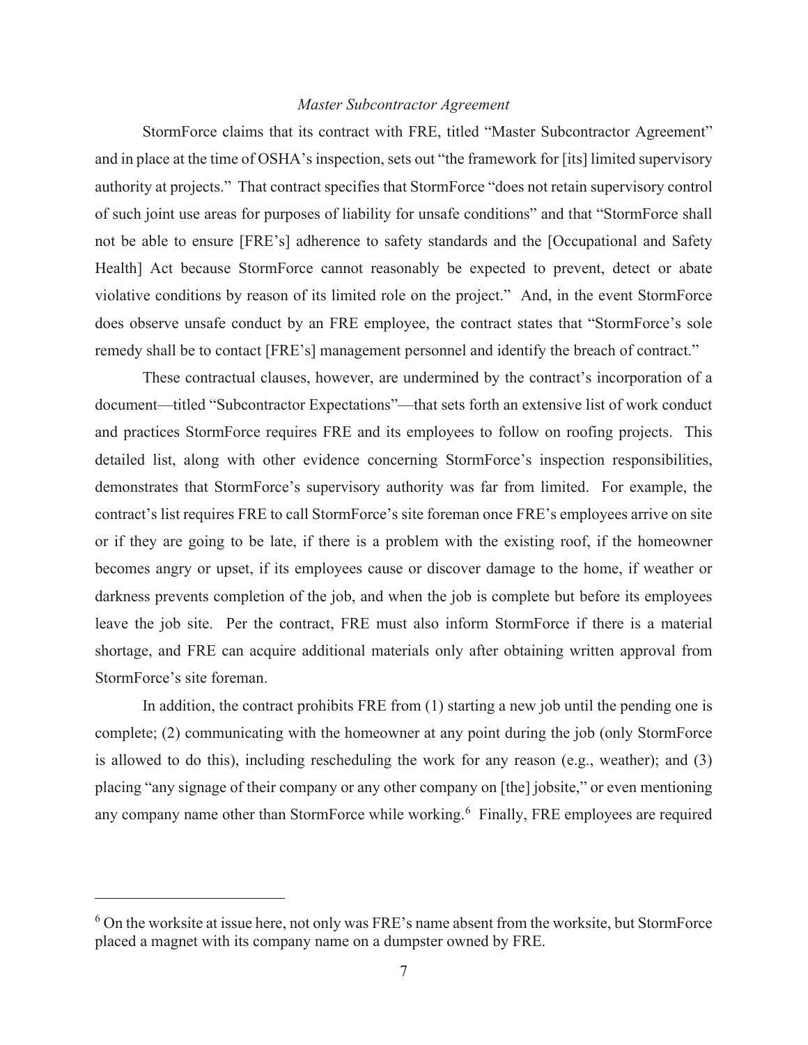*Master Subcontractor Agreement*

StormForce claims that its contract with FRE, titled "Master Subcontractor Agreement" and in place at the time of OSHA's inspection, sets out "the framework for [its] limited supervisory authority at projects." That contract specifies that StormForce "does not retain supervisory control of such joint use areas for purposes of liability for unsafe conditions" and that "StormForce shall not be able to ensure [FRE's] adherence to safety standards and the [Occupational and Safety Health] Act because StormForce cannot reasonably be expected to prevent, detect or abate violative conditions by reason of its limited role on the project." And, in the event StormForce does observe unsafe conduct by an FRE employee, the contract states that "StormForce's sole remedy shall be to contact [FRE's] management personnel and identify the breach of contract."

These contractual clauses, however, are undermined by the contract's incorporation of a document—titled "Subcontractor Expectations"—that sets forth an extensive list of work conduct and practices StormForce requires FRE and its employees to follow on roofing projects. This detailed list, along with other evidence concerning StormForce's inspection responsibilities, demonstrates that StormForce's supervisory authority was far from limited. For example, the contract's list requires FRE to call StormForce's site foreman once FRE's employees arrive on site or if they are going to be late, if there is a problem with the existing roof, if the homeowner becomes angry or upset, if its employees cause or discover damage to the home, if weather or darkness prevents completion of the job, and when the job is complete but before its employees leave the job site. Per the contract, FRE must also inform StormForce if there is a material shortage, and FRE can acquire additional materials only after obtaining written approval from StormForce's site foreman.

In addition, the contract prohibits FRE from (1) starting a new job until the pending one is complete; (2) communicating with the homeowner at any point during the job (only StormForce is allowed to do this), including rescheduling the work for any reason (e.g., weather); and (3) placing "any signage of their company or any other company on [the] jobsite," or even mentioning any company name other than StormForce while working.[6] Finally, FRE employees are required

[6] On the worksite at issue here, not only was FRE's name absent from the worksite, but StormForce placed a magnet with its company name on a dumpster owned by FRE.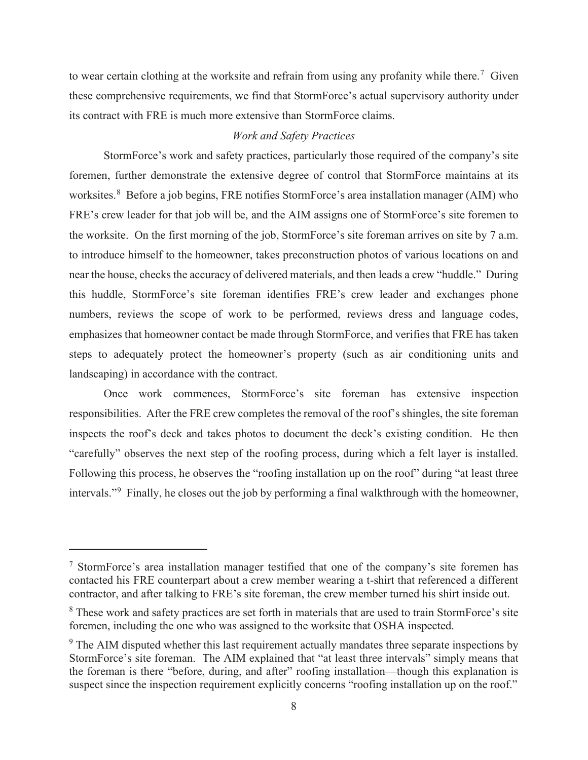to wear certain clothing at the worksite and refrain from using any profanity while there.[7] Given these comprehensive requirements, we find that StormForce's actual supervisory authority under its contract with FRE is much more extensive than StormForce claims.

*Work and Safety Practices*

StormForce's work and safety practices, particularly those required of the company's site foremen, further demonstrate the extensive degree of control that StormForce maintains at its worksites.[8] Before a job begins, FRE notifies StormForce's area installation manager (AIM) who FRE's crew leader for that job will be, and the AIM assigns one of StormForce's site foremen to the worksite. On the first morning of the job, StormForce's site foreman arrives on site by 7 a.m. to introduce himself to the homeowner, takes preconstruction photos of various locations on and near the house, checks the accuracy of delivered materials, and then leads a crew "huddle." During this huddle, StormForce's site foreman identifies FRE's crew leader and exchanges phone numbers, reviews the scope of work to be performed, reviews dress and language codes, emphasizes that homeowner contact be made through StormForce, and verifies that FRE has taken steps to adequately protect the homeowner's property (such as air conditioning units and landscaping) in accordance with the contract.

Once work commences, StormForce's site foreman has extensive inspection responsibilities. After the FRE crew completes the removal of the roof's shingles, the site foreman inspects the roof's deck and takes photos to document the deck's existing condition. He then "carefully" observes the next step of the roofing process, during which a felt layer is installed. Following this process, he observes the "roofing installation up on the roof" during "at least three intervals."[9] Finally, he closes out the job by performing a final walkthrough with the homeowner,

---

[7] StormForce's area installation manager testified that one of the company's site foremen has contacted his FRE counterpart about a crew member wearing a t-shirt that referenced a different contractor, and after talking to FRE's site foreman, the crew member turned his shirt inside out.

[8] These work and safety practices are set forth in materials that are used to train StormForce's site foremen, including the one who was assigned to the worksite that OSHA inspected.

[9] The AIM disputed whether this last requirement actually mandates three separate inspections by StormForce's site foreman. The AIM explained that "at least three intervals" simply means that the foreman is there "before, during, and after" roofing installation—though this explanation is suspect since the inspection requirement explicitly concerns "roofing installation up on the roof."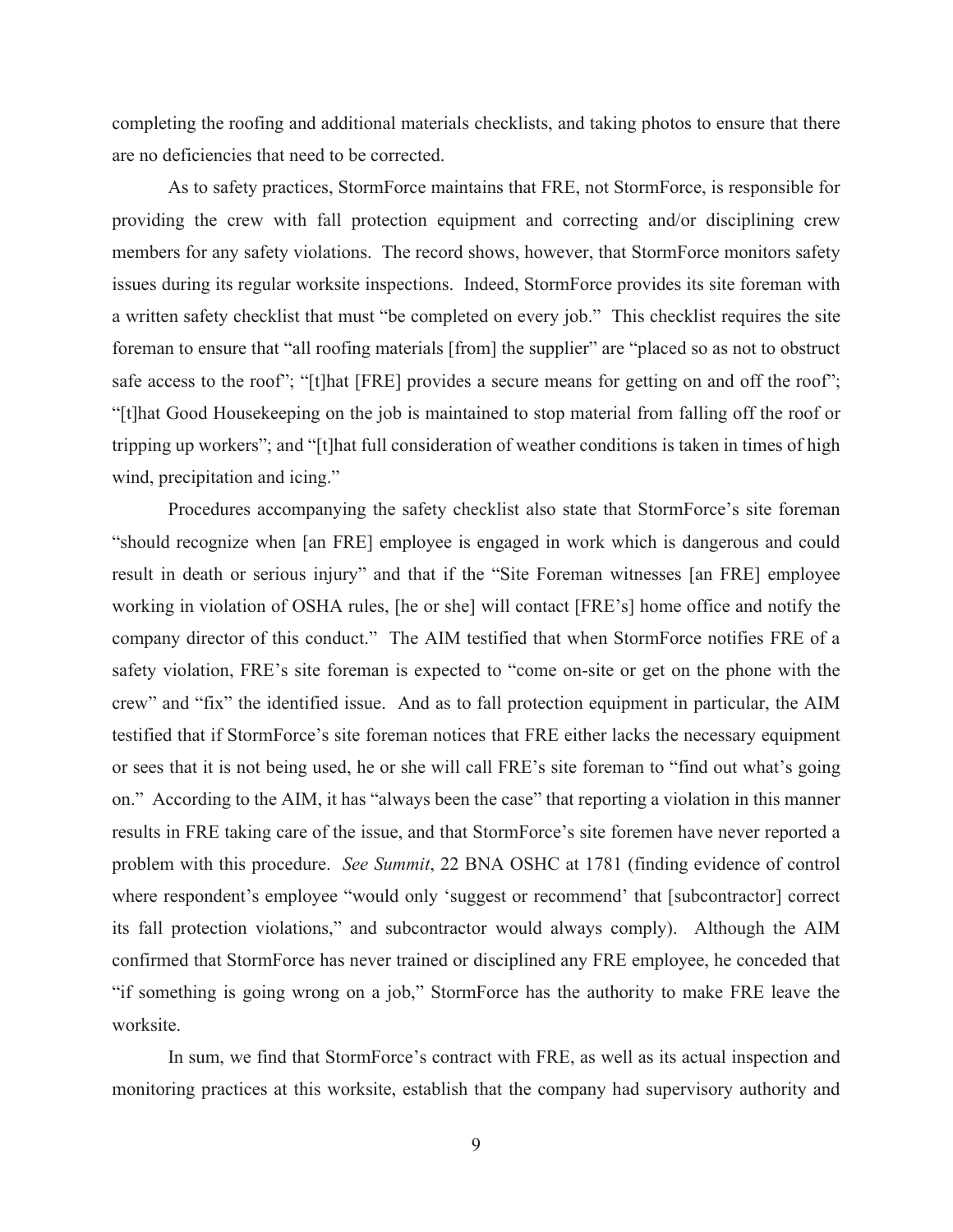completing the roofing and additional materials checklists, and taking photos to ensure that there are no deficiencies that need to be corrected.

As to safety practices, StormForce maintains that FRE, not StormForce, is responsible for providing the crew with fall protection equipment and correcting and/or disciplining crew members for any safety violations. The record shows, however, that StormForce monitors safety issues during its regular worksite inspections. Indeed, StormForce provides its site foreman with a written safety checklist that must "be completed on every job." This checklist requires the site foreman to ensure that "all roofing materials [from] the supplier" are "placed so as not to obstruct safe access to the roof"; "[t]hat [FRE] provides a secure means for getting on and off the roof"; "[t]hat Good Housekeeping on the job is maintained to stop material from falling off the roof or tripping up workers"; and "[t]hat full consideration of weather conditions is taken in times of high wind, precipitation and icing."

Procedures accompanying the safety checklist also state that StormForce's site foreman "should recognize when [an FRE] employee is engaged in work which is dangerous and could result in death or serious injury" and that if the "Site Foreman witnesses [an FRE] employee working in violation of OSHA rules, [he or she] will contact [FRE's] home office and notify the company director of this conduct." The AIM testified that when StormForce notifies FRE of a safety violation, FRE's site foreman is expected to "come on-site or get on the phone with the crew" and "fix" the identified issue. And as to fall protection equipment in particular, the AIM testified that if StormForce's site foreman notices that FRE either lacks the necessary equipment or sees that it is not being used, he or she will call FRE's site foreman to "find out what's going on." According to the AIM, it has "always been the case" that reporting a violation in this manner results in FRE taking care of the issue, and that StormForce's site foremen have never reported a problem with this procedure. *See Summit*, 22 BNA OSHC at 1781 (finding evidence of control where respondent's employee "would only 'suggest or recommend' that [subcontractor] correct its fall protection violations," and subcontractor would always comply). Although the AIM confirmed that StormForce has never trained or disciplined any FRE employee, he conceded that "if something is going wrong on a job," StormForce has the authority to make FRE leave the worksite.

In sum, we find that StormForce's contract with FRE, as well as its actual inspection and monitoring practices at this worksite, establish that the company had supervisory authority and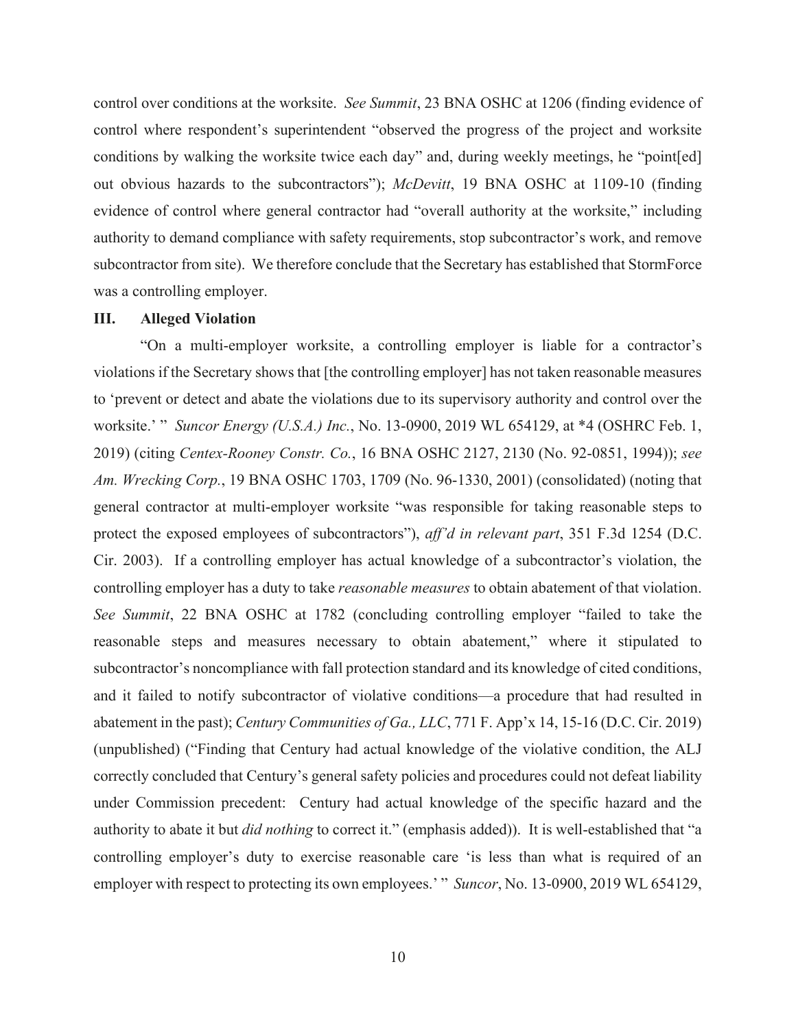control over conditions at the worksite. *See Summit*, 23 BNA OSHC at 1206 (finding evidence of control where respondent's superintendent "observed the progress of the project and worksite conditions by walking the worksite twice each day" and, during weekly meetings, he "point[ed] out obvious hazards to the subcontractors"); *McDevitt*, 19 BNA OSHC at 1109-10 (finding evidence of control where general contractor had "overall authority at the worksite," including authority to demand compliance with safety requirements, stop subcontractor's work, and remove subcontractor from site). We therefore conclude that the Secretary has established that StormForce was a controlling employer.

## III. Alleged Violation

"On a multi-employer worksite, a controlling employer is liable for a contractor's violations if the Secretary shows that [the controlling employer] has not taken reasonable measures to 'prevent or detect and abate the violations due to its supervisory authority and control over the worksite.' " *Suncor Energy (U.S.A.) Inc.*, No. 13-0900, 2019 WL 654129, at *4 (OSHRC Feb. 1, 2019) (citing *Centex-Rooney Constr. Co.*, 16 BNA OSHC 2127, 2130 (No. 92-0851, 1994)); *see Am. Wrecking Corp.*, 19 BNA OSHC 1703, 1709 (No. 96-1330, 2001) (consolidated) (noting that general contractor at multi-employer worksite "was responsible for taking reasonable steps to protect the exposed employees of subcontractors"), *aff'd in relevant part*, 351 F.3d 1254 (D.C. Cir. 2003). If a controlling employer has actual knowledge of a subcontractor's violation, the controlling employer has a duty to take *reasonable measures* to obtain abatement of that violation. *See Summit*, 22 BNA OSHC at 1782 (concluding controlling employer "failed to take the reasonable steps and measures necessary to obtain abatement," where it stipulated to subcontractor's noncompliance with fall protection standard and its knowledge of cited conditions, and it failed to notify subcontractor of violative conditions—a procedure that had resulted in abatement in the past); *Century Communities of Ga., LLC*, 771 F. App'x 14, 15-16 (D.C. Cir. 2019) (unpublished) ("Finding that Century had actual knowledge of the violative condition, the ALJ correctly concluded that Century's general safety policies and procedures could not defeat liability under Commission precedent: Century had actual knowledge of the specific hazard and the authority to abate it but *did nothing* to correct it." (emphasis added)). It is well-established that "a controlling employer's duty to exercise reasonable care 'is less than what is required of an employer with respect to protecting its own employees.' " *Suncor*, No. 13-0900, 2019 WL 654129,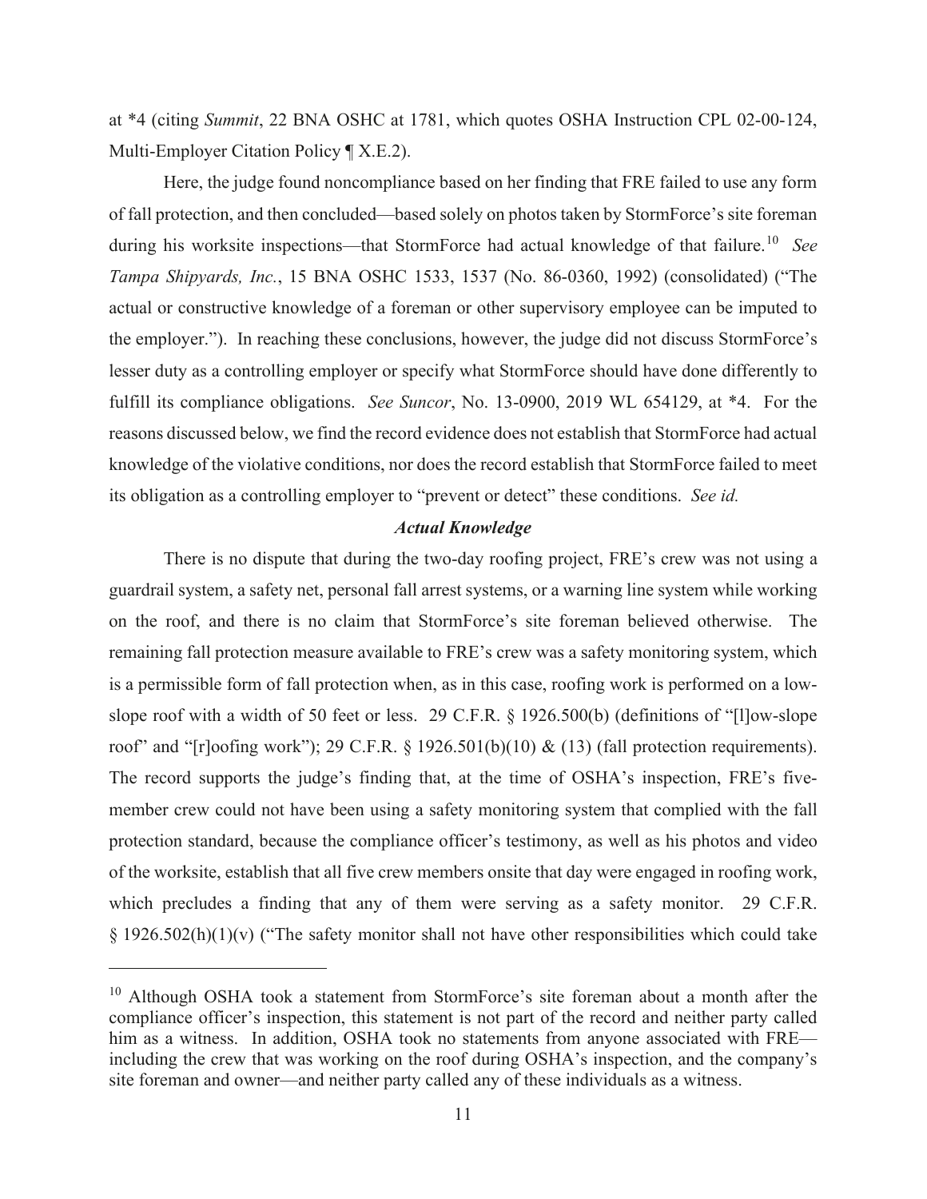at *4 (citing *Summit*, 22 BNA OSHC at 1781, which quotes OSHA Instruction CPL 02-00-124, Multi-Employer Citation Policy ¶ X.E.2).

Here, the judge found noncompliance based on her finding that FRE failed to use any form of fall protection, and then concluded—based solely on photos taken by StormForce's site foreman during his worksite inspections—that StormForce had actual knowledge of that failure.[10] *See Tampa Shipyards, Inc.*, 15 BNA OSHC 1533, 1537 (No. 86-0360, 1992) (consolidated) ("The actual or constructive knowledge of a foreman or other supervisory employee can be imputed to the employer."). In reaching these conclusions, however, the judge did not discuss StormForce's lesser duty as a controlling employer or specify what StormForce should have done differently to fulfill its compliance obligations. *See Suncor*, No. 13-0900, 2019 WL 654129, at *4. For the reasons discussed below, we find the record evidence does not establish that StormForce had actual knowledge of the violative conditions, nor does the record establish that StormForce failed to meet its obligation as a controlling employer to "prevent or detect" these conditions. *See id.*

### *Actual Knowledge*

There is no dispute that during the two-day roofing project, FRE's crew was not using a guardrail system, a safety net, personal fall arrest systems, or a warning line system while working on the roof, and there is no claim that StormForce's site foreman believed otherwise. The remaining fall protection measure available to FRE's crew was a safety monitoring system, which is a permissible form of fall protection when, as in this case, roofing work is performed on a low-slope roof with a width of 50 feet or less. 29 C.F.R. § 1926.500(b) (definitions of "[l]ow-slope roof" and "[r]oofing work"); 29 C.F.R. § 1926.501(b)(10) & (13) (fall protection requirements). The record supports the judge's finding that, at the time of OSHA's inspection, FRE's five-member crew could not have been using a safety monitoring system that complied with the fall protection standard, because the compliance officer's testimony, as well as his photos and video of the worksite, establish that all five crew members onsite that day were engaged in roofing work, which precludes a finding that any of them were serving as a safety monitor. 29 C.F.R. § 1926.502(h)(1)(v) ("The safety monitor shall not have other responsibilities which could take

---

[10] Although OSHA took a statement from StormForce's site foreman about a month after the compliance officer's inspection, this statement is not part of the record and neither party called him as a witness. In addition, OSHA took no statements from anyone associated with FRE—including the crew that was working on the roof during OSHA's inspection, and the company's site foreman and owner—and neither party called any of these individuals as a witness.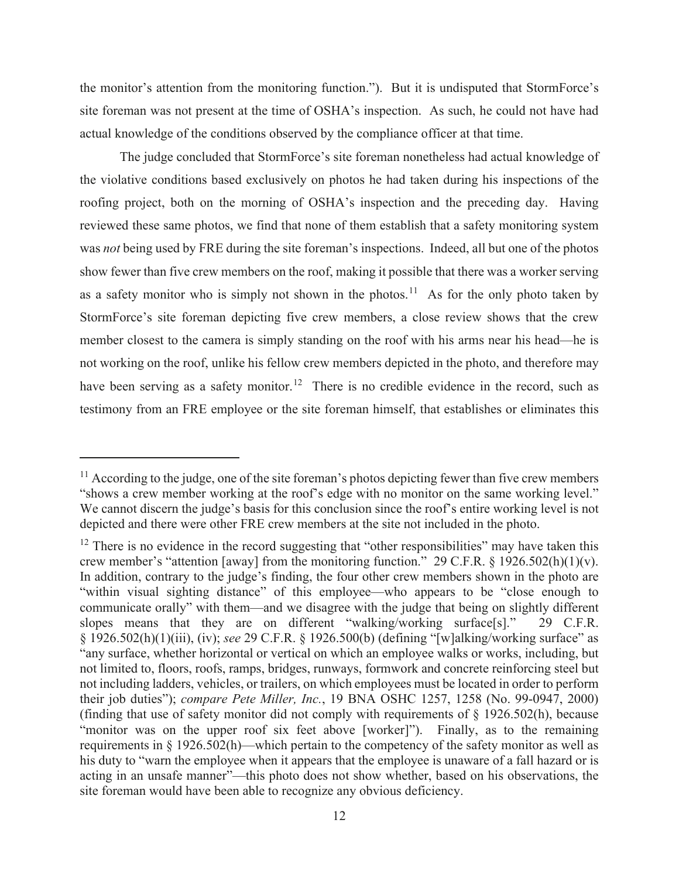the monitor's attention from the monitoring function."). But it is undisputed that StormForce's site foreman was not present at the time of OSHA's inspection. As such, he could not have had actual knowledge of the conditions observed by the compliance officer at that time.

The judge concluded that StormForce's site foreman nonetheless had actual knowledge of the violative conditions based exclusively on photos he had taken during his inspections of the roofing project, both on the morning of OSHA's inspection and the preceding day. Having reviewed these same photos, we find that none of them establish that a safety monitoring system was *not* being used by FRE during the site foreman's inspections. Indeed, all but one of the photos show fewer than five crew members on the roof, making it possible that there was a worker serving as a safety monitor who is simply not shown in the photos.[11] As for the only photo taken by StormForce's site foreman depicting five crew members, a close review shows that the crew member closest to the camera is simply standing on the roof with his arms near his head—he is not working on the roof, unlike his fellow crew members depicted in the photo, and therefore may have been serving as a safety monitor.[12] There is no credible evidence in the record, such as testimony from an FRE employee or the site foreman himself, that establishes or eliminates this

---

[11] According to the judge, one of the site foreman's photos depicting fewer than five crew members "shows a crew member working at the roof's edge with no monitor on the same working level." We cannot discern the judge's basis for this conclusion since the roof's entire working level is not depicted and there were other FRE crew members at the site not included in the photo.

[12] There is no evidence in the record suggesting that "other responsibilities" may have taken this crew member's "attention [away] from the monitoring function." 29 C.F.R. § 1926.502(h)(1)(v). In addition, contrary to the judge's finding, the four other crew members shown in the photo are "within visual sighting distance" of this employee—who appears to be "close enough to communicate orally" with them—and we disagree with the judge that being on slightly different slopes means that they are on different "walking/working surface[s]." 29 C.F.R. § 1926.502(h)(1)(iii), (iv); *see* 29 C.F.R. § 1926.500(b) (defining "[w]alking/working surface" as "any surface, whether horizontal or vertical on which an employee walks or works, including, but not limited to, floors, roofs, ramps, bridges, runways, formwork and concrete reinforcing steel but not including ladders, vehicles, or trailers, on which employees must be located in order to perform their job duties"); *compare Pete Miller, Inc.*, 19 BNA OSHC 1257, 1258 (No. 99-0947, 2000) (finding that use of safety monitor did not comply with requirements of § 1926.502(h), because "monitor was on the upper roof six feet above [worker]"). Finally, as to the remaining requirements in § 1926.502(h)—which pertain to the competency of the safety monitor as well as his duty to "warn the employee when it appears that the employee is unaware of a fall hazard or is acting in an unsafe manner"—this photo does not show whether, based on his observations, the site foreman would have been able to recognize any obvious deficiency.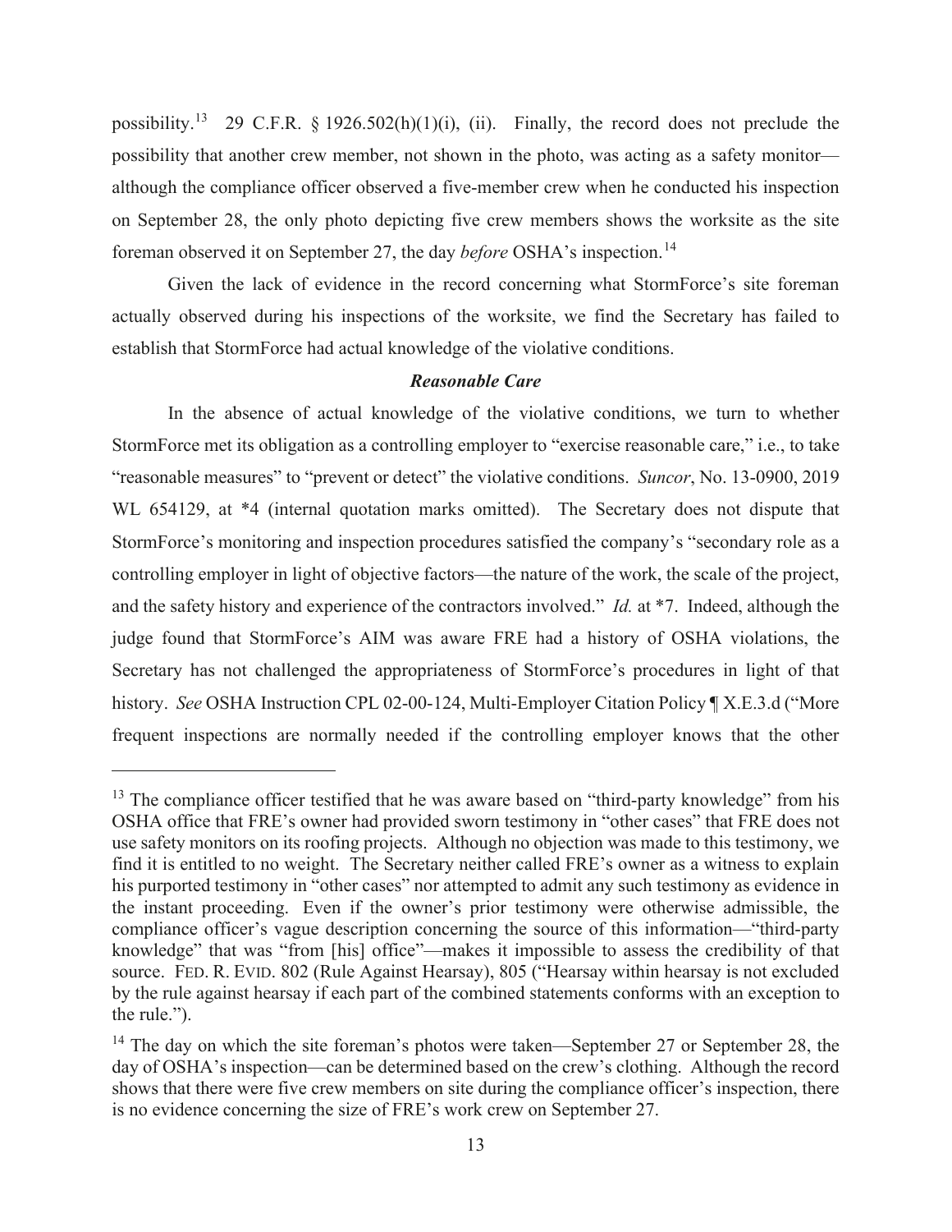possibility.[13] 29 C.F.R. § 1926.502(h)(1)(i), (ii). Finally, the record does not preclude the possibility that another crew member, not shown in the photo, was acting as a safety monitor—although the compliance officer observed a five-member crew when he conducted his inspection on September 28, the only photo depicting five crew members shows the worksite as the site foreman observed it on September 27, the day *before* OSHA's inspection.[14]

Given the lack of evidence in the record concerning what StormForce's site foreman actually observed during his inspections of the worksite, we find the Secretary has failed to establish that StormForce had actual knowledge of the violative conditions.

### *Reasonable Care*

In the absence of actual knowledge of the violative conditions, we turn to whether StormForce met its obligation as a controlling employer to "exercise reasonable care," i.e., to take "reasonable measures" to "prevent or detect" the violative conditions. *Suncor*, No. 13-0900, 2019 WL 654129, at *4 (internal quotation marks omitted). The Secretary does not dispute that StormForce's monitoring and inspection procedures satisfied the company's "secondary role as a controlling employer in light of objective factors—the nature of the work, the scale of the project, and the safety history and experience of the contractors involved." *Id.* at *7. Indeed, although the judge found that StormForce's AIM was aware FRE had a history of OSHA violations, the Secretary has not challenged the appropriateness of StormForce's procedures in light of that history. *See* OSHA Instruction CPL 02-00-124, Multi-Employer Citation Policy ¶ X.E.3.d ("More frequent inspections are normally needed if the controlling employer knows that the other

---

[13] The compliance officer testified that he was aware based on "third-party knowledge" from his OSHA office that FRE's owner had provided sworn testimony in "other cases" that FRE does not use safety monitors on its roofing projects. Although no objection was made to this testimony, we find it is entitled to no weight. The Secretary neither called FRE's owner as a witness to explain his purported testimony in "other cases" nor attempted to admit any such testimony as evidence in the instant proceeding. Even if the owner's prior testimony were otherwise admissible, the compliance officer's vague description concerning the source of this information—"third-party knowledge" that was "from [his] office"—makes it impossible to assess the credibility of that source. FED. R. EVID. 802 (Rule Against Hearsay), 805 ("Hearsay within hearsay is not excluded by the rule against hearsay if each part of the combined statements conforms with an exception to the rule.").

[14] The day on which the site foreman's photos were taken—September 27 or September 28, the day of OSHA's inspection—can be determined based on the crew's clothing. Although the record shows that there were five crew members on site during the compliance officer's inspection, there is no evidence concerning the size of FRE's work crew on September 27.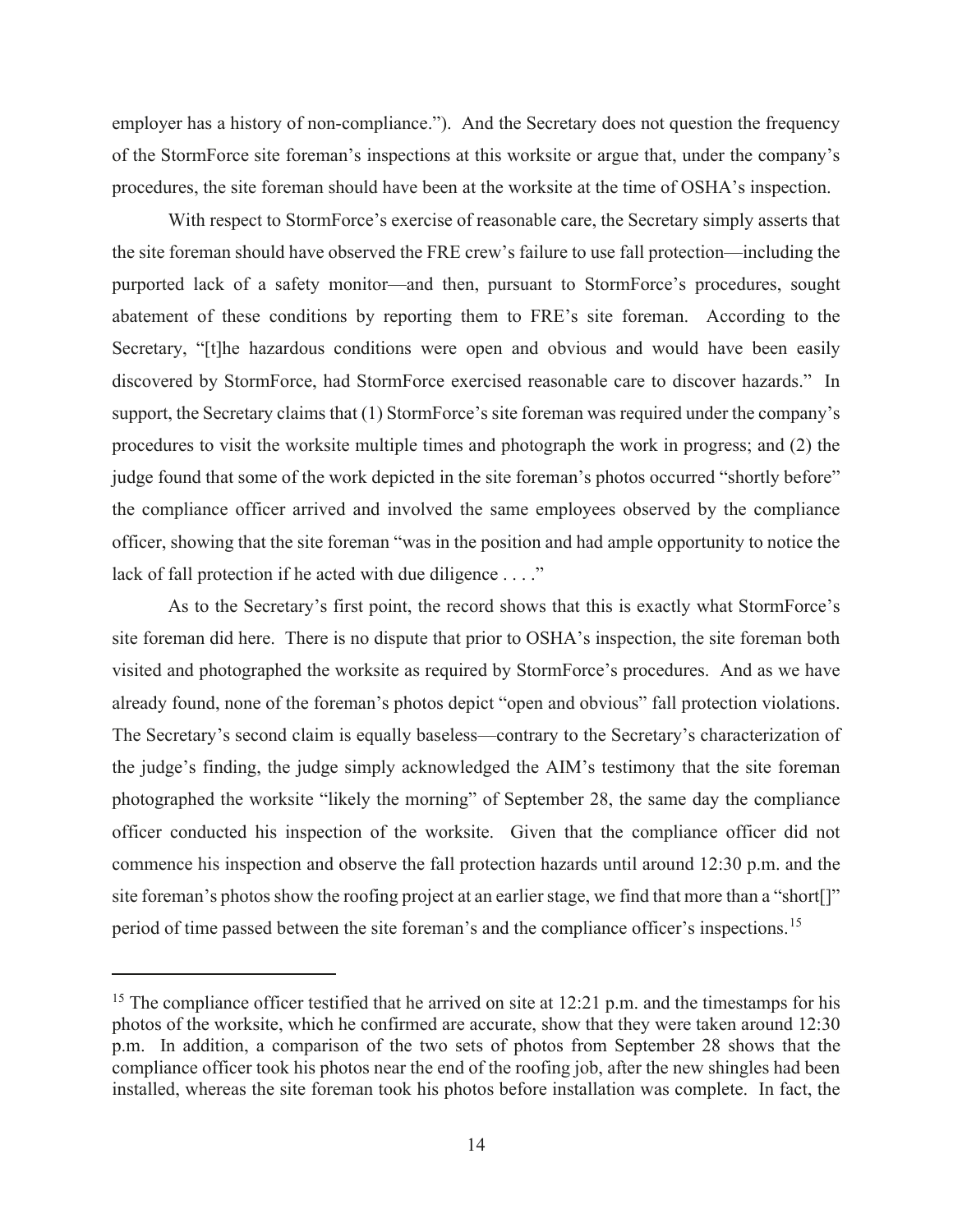employer has a history of non-compliance."). And the Secretary does not question the frequency of the StormForce site foreman's inspections at this worksite or argue that, under the company's procedures, the site foreman should have been at the worksite at the time of OSHA's inspection.

With respect to StormForce's exercise of reasonable care, the Secretary simply asserts that the site foreman should have observed the FRE crew's failure to use fall protection—including the purported lack of a safety monitor—and then, pursuant to StormForce's procedures, sought abatement of these conditions by reporting them to FRE's site foreman. According to the Secretary, "[t]he hazardous conditions were open and obvious and would have been easily discovered by StormForce, had StormForce exercised reasonable care to discover hazards." In support, the Secretary claims that (1) StormForce's site foreman was required under the company's procedures to visit the worksite multiple times and photograph the work in progress; and (2) the judge found that some of the work depicted in the site foreman's photos occurred "shortly before" the compliance officer arrived and involved the same employees observed by the compliance officer, showing that the site foreman "was in the position and had ample opportunity to notice the lack of fall protection if he acted with due diligence . . . ."

As to the Secretary's first point, the record shows that this is exactly what StormForce's site foreman did here. There is no dispute that prior to OSHA's inspection, the site foreman both visited and photographed the worksite as required by StormForce's procedures. And as we have already found, none of the foreman's photos depict "open and obvious" fall protection violations. The Secretary's second claim is equally baseless—contrary to the Secretary's characterization of the judge's finding, the judge simply acknowledged the AIM's testimony that the site foreman photographed the worksite "likely the morning" of September 28, the same day the compliance officer conducted his inspection of the worksite. Given that the compliance officer did not commence his inspection and observe the fall protection hazards until around 12:30 p.m. and the site foreman's photos show the roofing project at an earlier stage, we find that more than a "short[]" period of time passed between the site foreman's and the compliance officer's inspections.[15]

---

[15] The compliance officer testified that he arrived on site at 12:21 p.m. and the timestamps for his photos of the worksite, which he confirmed are accurate, show that they were taken around 12:30 p.m. In addition, a comparison of the two sets of photos from September 28 shows that the compliance officer took his photos near the end of the roofing job, after the new shingles had been installed, whereas the site foreman took his photos before installation was complete. In fact, the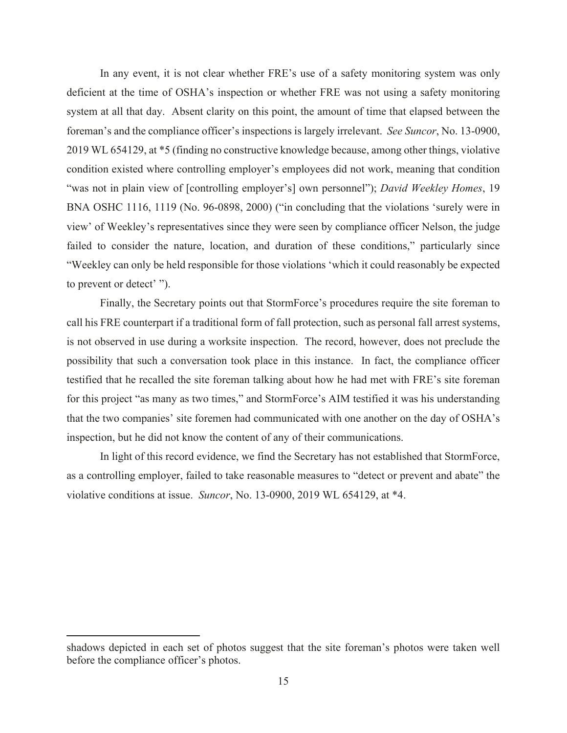In any event, it is not clear whether FRE's use of a safety monitoring system was only deficient at the time of OSHA's inspection or whether FRE was not using a safety monitoring system at all that day. Absent clarity on this point, the amount of time that elapsed between the foreman's and the compliance officer's inspections is largely irrelevant. *See Suncor*, No. 13-0900, 2019 WL 654129, at *5 (finding no constructive knowledge because, among other things, violative condition existed where controlling employer's employees did not work, meaning that condition "was not in plain view of [controlling employer's] own personnel"); *David Weekley Homes*, 19 BNA OSHC 1116, 1119 (No. 96-0898, 2000) ("in concluding that the violations 'surely were in view' of Weekley's representatives since they were seen by compliance officer Nelson, the judge failed to consider the nature, location, and duration of these conditions," particularly since "Weekley can only be held responsible for those violations 'which it could reasonably be expected to prevent or detect' ").

Finally, the Secretary points out that StormForce's procedures require the site foreman to call his FRE counterpart if a traditional form of fall protection, such as personal fall arrest systems, is not observed in use during a worksite inspection. The record, however, does not preclude the possibility that such a conversation took place in this instance. In fact, the compliance officer testified that he recalled the site foreman talking about how he had met with FRE's site foreman for this project "as many as two times," and StormForce's AIM testified it was his understanding that the two companies' site foremen had communicated with one another on the day of OSHA's inspection, but he did not know the content of any of their communications.

In light of this record evidence, we find the Secretary has not established that StormForce, as a controlling employer, failed to take reasonable measures to "detect or prevent and abate" the violative conditions at issue. *Suncor*, No. 13-0900, 2019 WL 654129, at *4.

---

shadows depicted in each set of photos suggest that the site foreman's photos were taken well before the compliance officer's photos.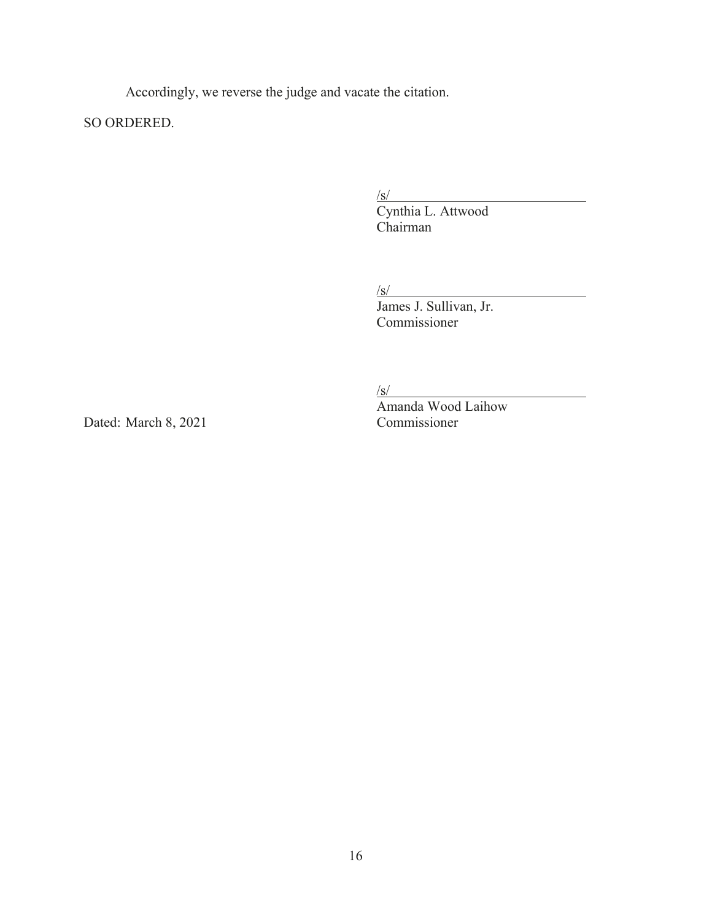Accordingly, we reverse the judge and vacate the citation.

SO ORDERED.

/s/
Cynthia L. Attwood
Chairman

/s/
James J. Sullivan, Jr.
Commissioner

/s/
Amanda Wood Laihow
Commissioner

Dated: March 8, 2021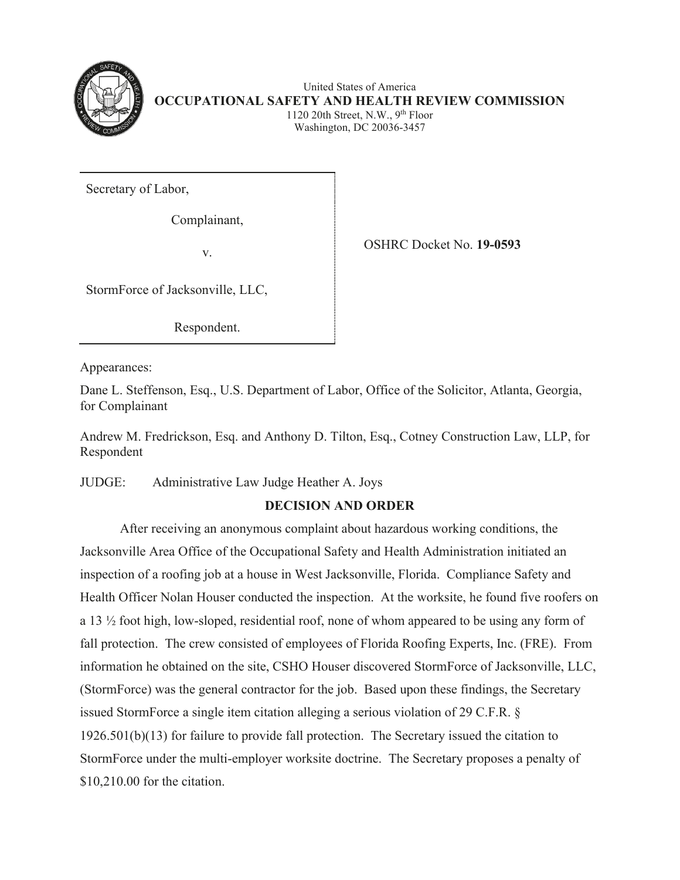United States of America
**OCCUPATIONAL SAFETY AND HEALTH REVIEW COMMISSION**
1120 20th Street, N.W., 9th Floor
Washington, DC 20036-3457

| | |
|---|---|
| Secretary of Labor,<br><br>Complainant,<br><br>v.<br><br>StormForce of Jacksonville, LLC,<br><br>Respondent. | OSHRC Docket No. **19-0593** |

Appearances:

Dane L. Steffenson, Esq., U.S. Department of Labor, Office of the Solicitor, Atlanta, Georgia, for Complainant

Andrew M. Fredrickson, Esq. and Anthony D. Tilton, Esq., Cotney Construction Law, LLP, for Respondent

JUDGE: Administrative Law Judge Heather A. Joys

**DECISION AND ORDER**

After receiving an anonymous complaint about hazardous working conditions, the Jacksonville Area Office of the Occupational Safety and Health Administration initiated an inspection of a roofing job at a house in West Jacksonville, Florida. Compliance Safety and Health Officer Nolan Houser conducted the inspection. At the worksite, he found five roofers on a 13 ½ foot high, low-sloped, residential roof, none of whom appeared to be using any form of fall protection. The crew consisted of employees of Florida Roofing Experts, Inc. (FRE). From information he obtained on the site, CSHO Houser discovered StormForce of Jacksonville, LLC, (StormForce) was the general contractor for the job. Based upon these findings, the Secretary issued StormForce a single item citation alleging a serious violation of 29 C.F.R. § 1926.501(b)(13) for failure to provide fall protection. The Secretary issued the citation to StormForce under the multi-employer worksite doctrine. The Secretary proposes a penalty of $10,210.00 for the citation.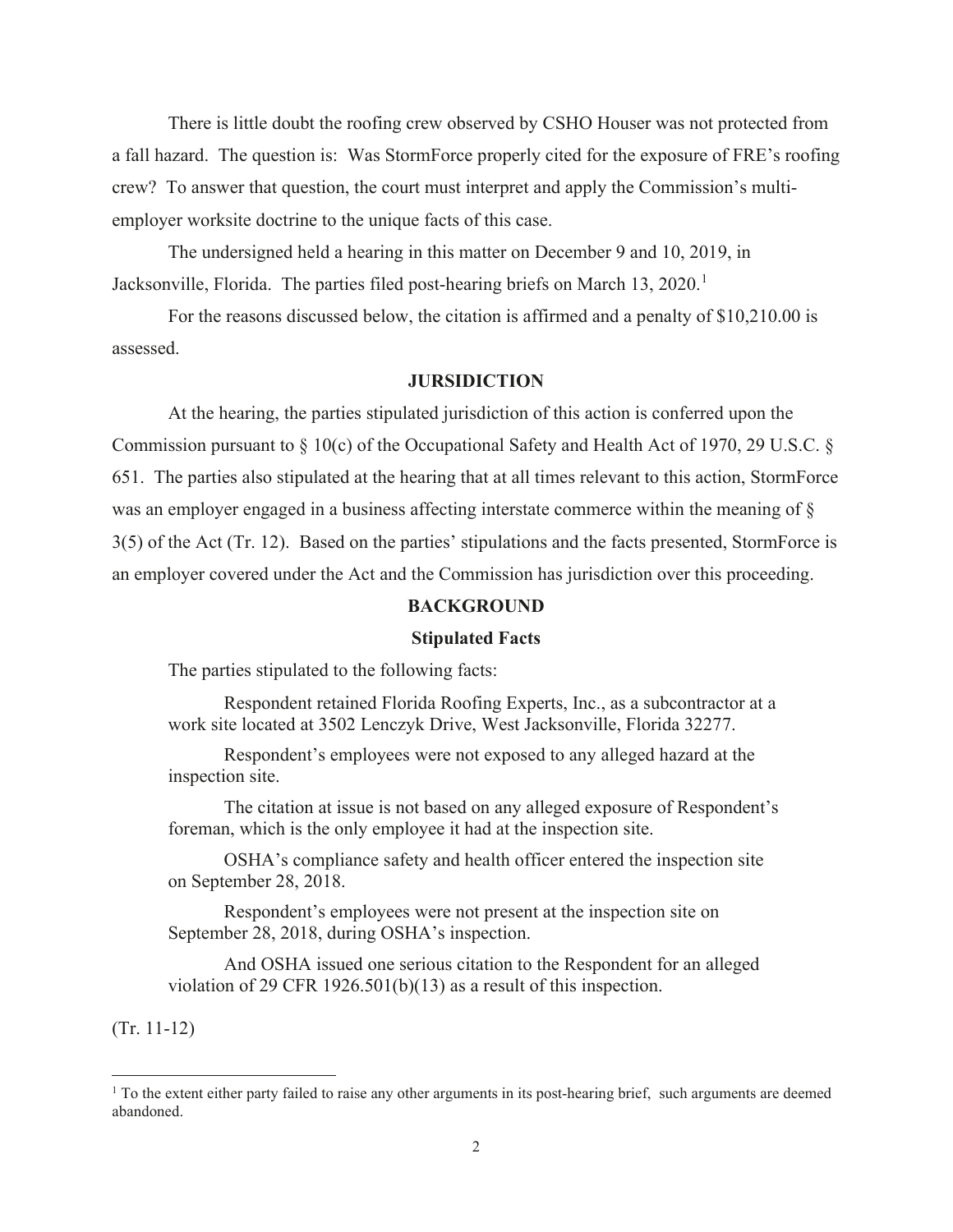There is little doubt the roofing crew observed by CSHO Houser was not protected from a fall hazard. The question is: Was StormForce properly cited for the exposure of FRE's roofing crew? To answer that question, the court must interpret and apply the Commission's multi-employer worksite doctrine to the unique facts of this case.

The undersigned held a hearing in this matter on December 9 and 10, 2019, in Jacksonville, Florida. The parties filed post-hearing briefs on March 13, 2020.[1]

For the reasons discussed below, the citation is affirmed and a penalty of $10,210.00 is assessed.

## JURSIDICTION

At the hearing, the parties stipulated jurisdiction of this action is conferred upon the Commission pursuant to § 10(c) of the Occupational Safety and Health Act of 1970, 29 U.S.C. § 651. The parties also stipulated at the hearing that at all times relevant to this action, StormForce was an employer engaged in a business affecting interstate commerce within the meaning of § 3(5) of the Act (Tr. 12). Based on the parties' stipulations and the facts presented, StormForce is an employer covered under the Act and the Commission has jurisdiction over this proceeding.

## BACKGROUND

### Stipulated Facts

The parties stipulated to the following facts:

> Respondent retained Florida Roofing Experts, Inc., as a subcontractor at a work site located at 3502 Lenczyk Drive, West Jacksonville, Florida 32277.
>
> Respondent's employees were not exposed to any alleged hazard at the inspection site.
>
> The citation at issue is not based on any alleged exposure of Respondent's foreman, which is the only employee it had at the inspection site.
>
> OSHA's compliance safety and health officer entered the inspection site on September 28, 2018.
>
> Respondent's employees were not present at the inspection site on September 28, 2018, during OSHA's inspection.
>
> And OSHA issued one serious citation to the Respondent for an alleged violation of 29 CFR 1926.501(b)(13) as a result of this inspection.

(Tr. 11-12)

[1] To the extent either party failed to raise any other arguments in its post-hearing brief, such arguments are deemed abandoned.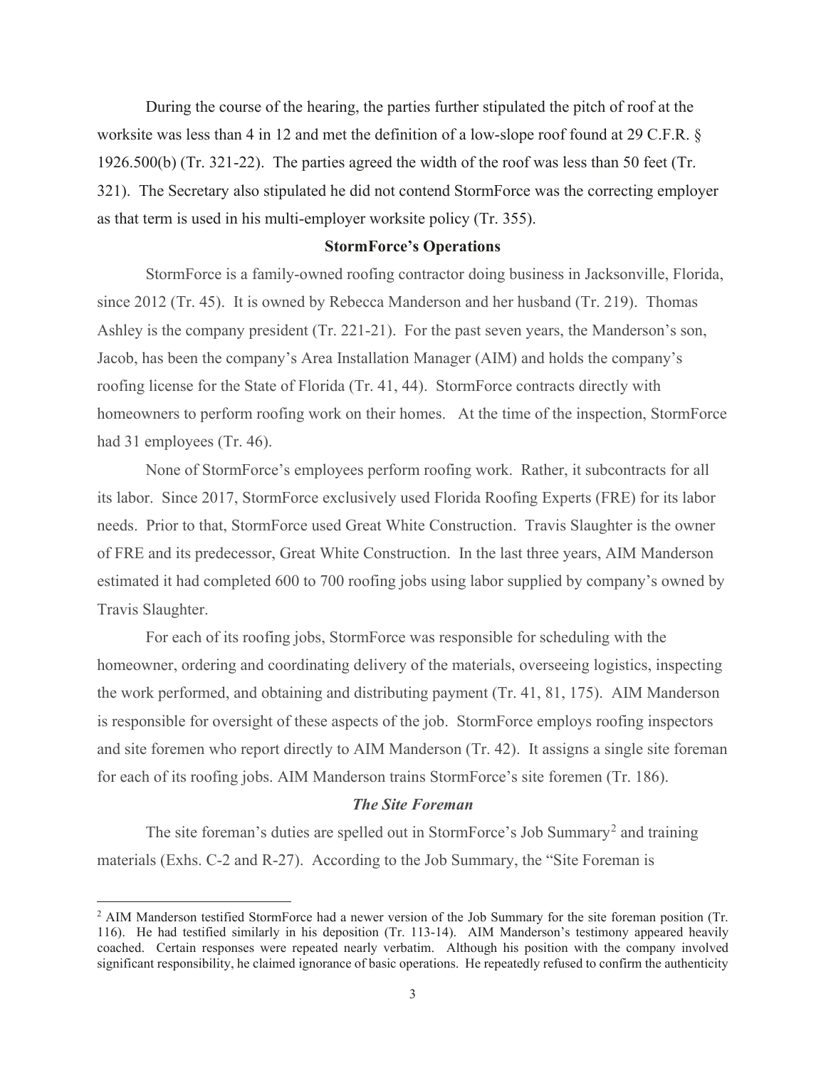During the course of the hearing, the parties further stipulated the pitch of roof at the worksite was less than 4 in 12 and met the definition of a low-slope roof found at 29 C.F.R. § 1926.500(b) (Tr. 321-22). The parties agreed the width of the roof was less than 50 feet (Tr. 321). The Secretary also stipulated he did not contend StormForce was the correcting employer as that term is used in his multi-employer worksite policy (Tr. 355).

## StormForce's Operations

StormForce is a family-owned roofing contractor doing business in Jacksonville, Florida, since 2012 (Tr. 45). It is owned by Rebecca Manderson and her husband (Tr. 219). Thomas Ashley is the company president (Tr. 221-21). For the past seven years, the Manderson's son, Jacob, has been the company's Area Installation Manager (AIM) and holds the company's roofing license for the State of Florida (Tr. 41, 44). StormForce contracts directly with homeowners to perform roofing work on their homes. At the time of the inspection, StormForce had 31 employees (Tr. 46).

None of StormForce's employees perform roofing work. Rather, it subcontracts for all its labor. Since 2017, StormForce exclusively used Florida Roofing Experts (FRE) for its labor needs. Prior to that, StormForce used Great White Construction. Travis Slaughter is the owner of FRE and its predecessor, Great White Construction. In the last three years, AIM Manderson estimated it had completed 600 to 700 roofing jobs using labor supplied by company's owned by Travis Slaughter.

For each of its roofing jobs, StormForce was responsible for scheduling with the homeowner, ordering and coordinating delivery of the materials, overseeing logistics, inspecting the work performed, and obtaining and distributing payment (Tr. 41, 81, 175). AIM Manderson is responsible for oversight of these aspects of the job. StormForce employs roofing inspectors and site foremen who report directly to AIM Manderson (Tr. 42). It assigns a single site foreman for each of its roofing jobs. AIM Manderson trains StormForce's site foremen (Tr. 186).

### *The Site Foreman*

The site foreman's duties are spelled out in StormForce's Job Summary[2] and training materials (Exhs. C-2 and R-27). According to the Job Summary, the "Site Foreman is

[2] AIM Manderson testified StormForce had a newer version of the Job Summary for the site foreman position (Tr. 116). He had testified similarly in his deposition (Tr. 113-14). AIM Manderson's testimony appeared heavily coached. Certain responses were repeated nearly verbatim. Although his position with the company involved significant responsibility, he claimed ignorance of basic operations. He repeatedly refused to confirm the authenticity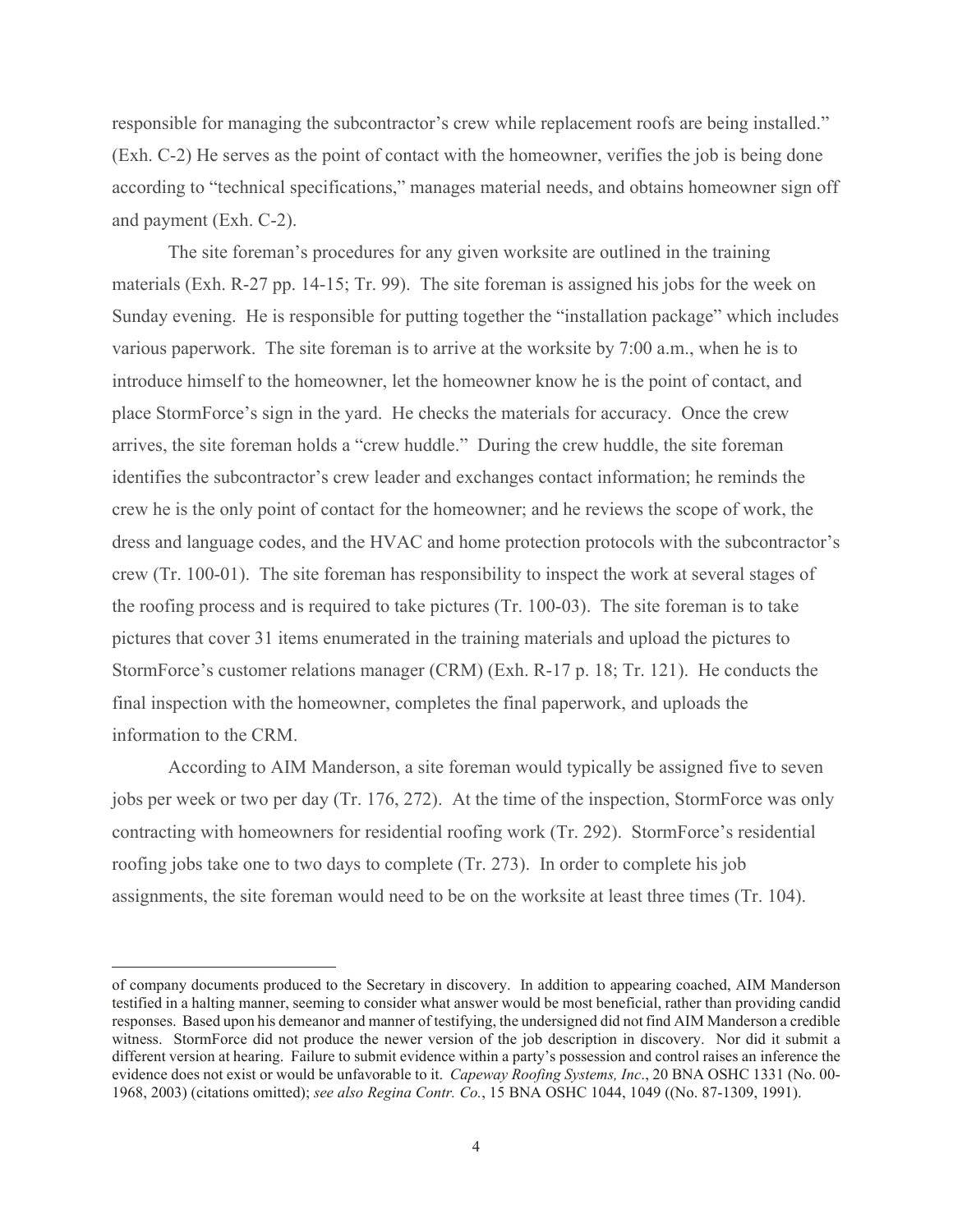responsible for managing the subcontractor's crew while replacement roofs are being installed." (Exh. C-2) He serves as the point of contact with the homeowner, verifies the job is being done according to "technical specifications," manages material needs, and obtains homeowner sign off and payment (Exh. C-2).

The site foreman's procedures for any given worksite are outlined in the training materials (Exh. R-27 pp. 14-15; Tr. 99). The site foreman is assigned his jobs for the week on Sunday evening. He is responsible for putting together the "installation package" which includes various paperwork. The site foreman is to arrive at the worksite by 7:00 a.m., when he is to introduce himself to the homeowner, let the homeowner know he is the point of contact, and place StormForce's sign in the yard. He checks the materials for accuracy. Once the crew arrives, the site foreman holds a "crew huddle." During the crew huddle, the site foreman identifies the subcontractor's crew leader and exchanges contact information; he reminds the crew he is the only point of contact for the homeowner; and he reviews the scope of work, the dress and language codes, and the HVAC and home protection protocols with the subcontractor's crew (Tr. 100-01). The site foreman has responsibility to inspect the work at several stages of the roofing process and is required to take pictures (Tr. 100-03). The site foreman is to take pictures that cover 31 items enumerated in the training materials and upload the pictures to StormForce's customer relations manager (CRM) (Exh. R-17 p. 18; Tr. 121). He conducts the final inspection with the homeowner, completes the final paperwork, and uploads the information to the CRM.

According to AIM Manderson, a site foreman would typically be assigned five to seven jobs per week or two per day (Tr. 176, 272). At the time of the inspection, StormForce was only contracting with homeowners for residential roofing work (Tr. 292). StormForce's residential roofing jobs take one to two days to complete (Tr. 273). In order to complete his job assignments, the site foreman would need to be on the worksite at least three times (Tr. 104).

---

of company documents produced to the Secretary in discovery. In addition to appearing coached, AIM Manderson testified in a halting manner, seeming to consider what answer would be most beneficial, rather than providing candid responses. Based upon his demeanor and manner of testifying, the undersigned did not find AIM Manderson a credible witness. StormForce did not produce the newer version of the job description in discovery. Nor did it submit a different version at hearing. Failure to submit evidence within a party's possession and control raises an inference the evidence does not exist or would be unfavorable to it. *Capeway Roofing Systems, Inc*., 20 BNA OSHC 1331 (No. 00-1968, 2003) (citations omitted); *see also Regina Contr. Co.*, 15 BNA OSHC 1044, 1049 ((No. 87-1309, 1991).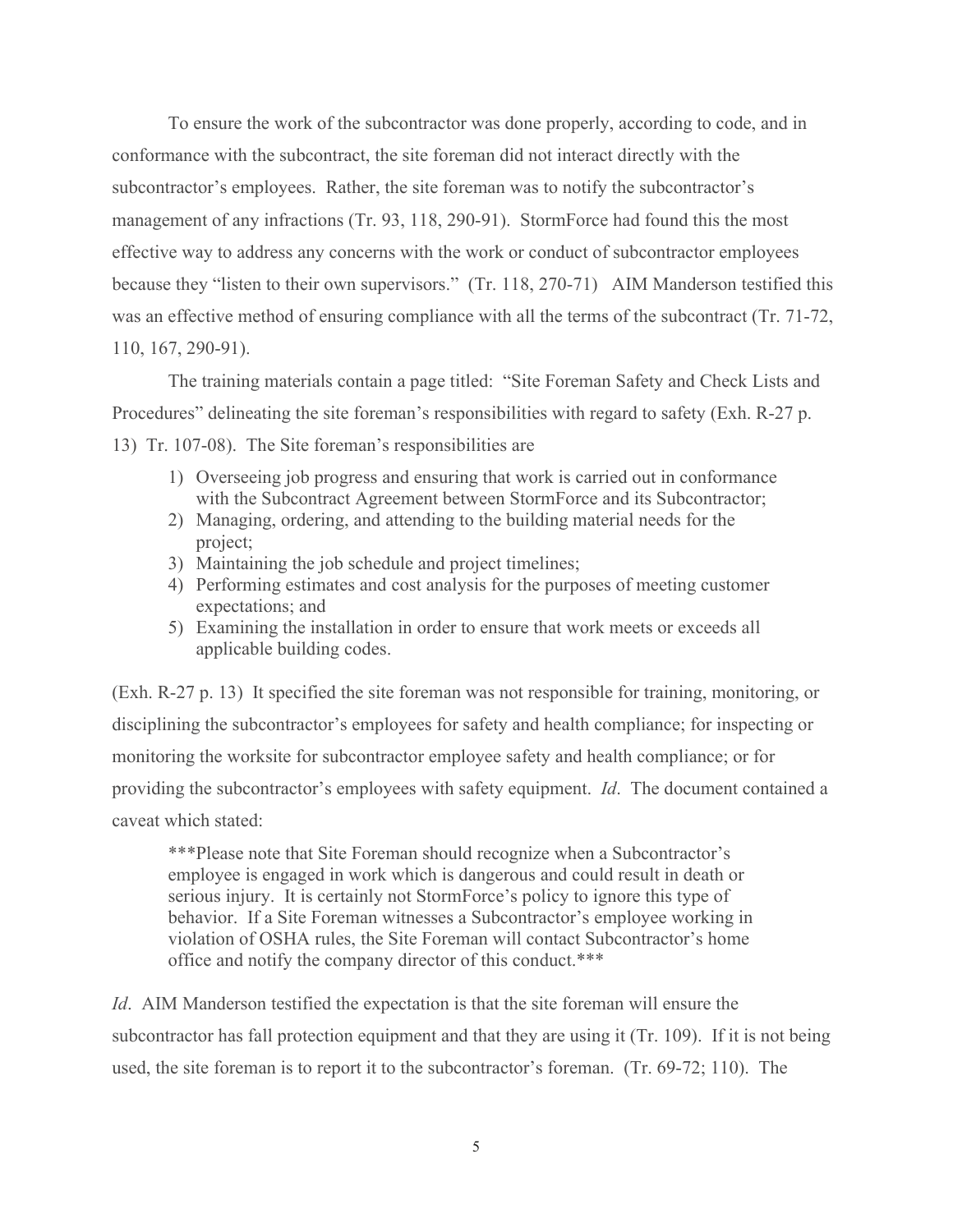To ensure the work of the subcontractor was done properly, according to code, and in conformance with the subcontract, the site foreman did not interact directly with the subcontractor's employees. Rather, the site foreman was to notify the subcontractor's management of any infractions (Tr. 93, 118, 290-91). StormForce had found this the most effective way to address any concerns with the work or conduct of subcontractor employees because they "listen to their own supervisors." (Tr. 118, 270-71) AIM Manderson testified this was an effective method of ensuring compliance with all the terms of the subcontract (Tr. 71-72, 110, 167, 290-91).

The training materials contain a page titled: "Site Foreman Safety and Check Lists and Procedures" delineating the site foreman's responsibilities with regard to safety (Exh. R-27 p. 13) Tr. 107-08). The Site foreman's responsibilities are

1) Overseeing job progress and ensuring that work is carried out in conformance with the Subcontract Agreement between StormForce and its Subcontractor;
2) Managing, ordering, and attending to the building material needs for the project;
3) Maintaining the job schedule and project timelines;
4) Performing estimates and cost analysis for the purposes of meeting customer expectations; and
5) Examining the installation in order to ensure that work meets or exceeds all applicable building codes.

(Exh. R-27 p. 13) It specified the site foreman was not responsible for training, monitoring, or disciplining the subcontractor's employees for safety and health compliance; for inspecting or monitoring the worksite for subcontractor employee safety and health compliance; or for providing the subcontractor's employees with safety equipment. *Id*. The document contained a caveat which stated:

> ***Please note that Site Foreman should recognize when a Subcontractor's employee is engaged in work which is dangerous and could result in death or serious injury. It is certainly not StormForce's policy to ignore this type of behavior. If a Site Foreman witnesses a Subcontractor's employee working in violation of OSHA rules, the Site Foreman will contact Subcontractor's home office and notify the company director of this conduct.***

*Id*. AIM Manderson testified the expectation is that the site foreman will ensure the subcontractor has fall protection equipment and that they are using it (Tr. 109). If it is not being used, the site foreman is to report it to the subcontractor's foreman. (Tr. 69-72; 110). The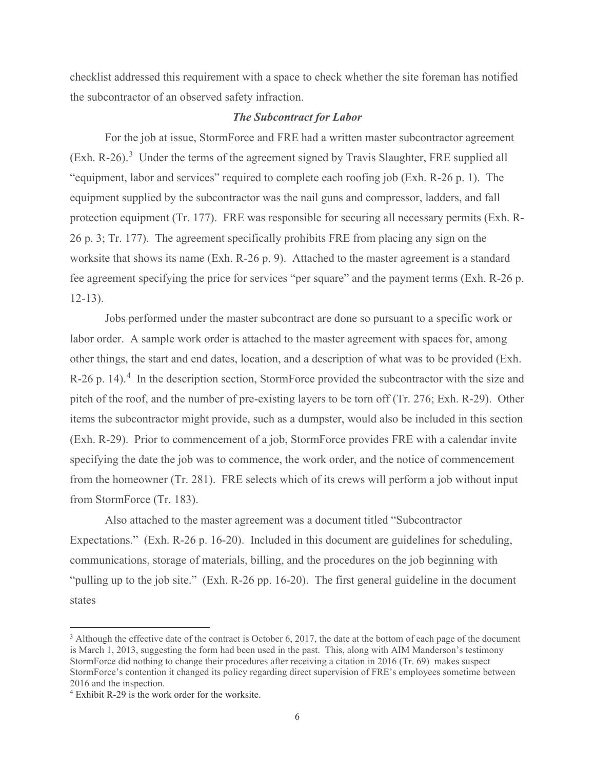checklist addressed this requirement with a space to check whether the site foreman has notified the subcontractor of an observed safety infraction.

### *The Subcontract for Labor*

For the job at issue, StormForce and FRE had a written master subcontractor agreement (Exh. R-26).[3] Under the terms of the agreement signed by Travis Slaughter, FRE supplied all "equipment, labor and services" required to complete each roofing job (Exh. R-26 p. 1). The equipment supplied by the subcontractor was the nail guns and compressor, ladders, and fall protection equipment (Tr. 177). FRE was responsible for securing all necessary permits (Exh. R-26 p. 3; Tr. 177). The agreement specifically prohibits FRE from placing any sign on the worksite that shows its name (Exh. R-26 p. 9). Attached to the master agreement is a standard fee agreement specifying the price for services "per square" and the payment terms (Exh. R-26 p. 12-13).

Jobs performed under the master subcontract are done so pursuant to a specific work or labor order. A sample work order is attached to the master agreement with spaces for, among other things, the start and end dates, location, and a description of what was to be provided (Exh. R-26 p. 14).[4] In the description section, StormForce provided the subcontractor with the size and pitch of the roof, and the number of pre-existing layers to be torn off (Tr. 276; Exh. R-29). Other items the subcontractor might provide, such as a dumpster, would also be included in this section (Exh. R-29). Prior to commencement of a job, StormForce provides FRE with a calendar invite specifying the date the job was to commence, the work order, and the notice of commencement from the homeowner (Tr. 281). FRE selects which of its crews will perform a job without input from StormForce (Tr. 183).

Also attached to the master agreement was a document titled "Subcontractor Expectations." (Exh. R-26 p. 16-20). Included in this document are guidelines for scheduling, communications, storage of materials, billing, and the procedures on the job beginning with "pulling up to the job site." (Exh. R-26 pp. 16-20). The first general guideline in the document states

---

[3] Although the effective date of the contract is October 6, 2017, the date at the bottom of each page of the document is March 1, 2013, suggesting the form had been used in the past. This, along with AIM Manderson's testimony StormForce did nothing to change their procedures after receiving a citation in 2016 (Tr. 69) makes suspect StormForce's contention it changed its policy regarding direct supervision of FRE's employees sometime between 2016 and the inspection.

[4] Exhibit R-29 is the work order for the worksite.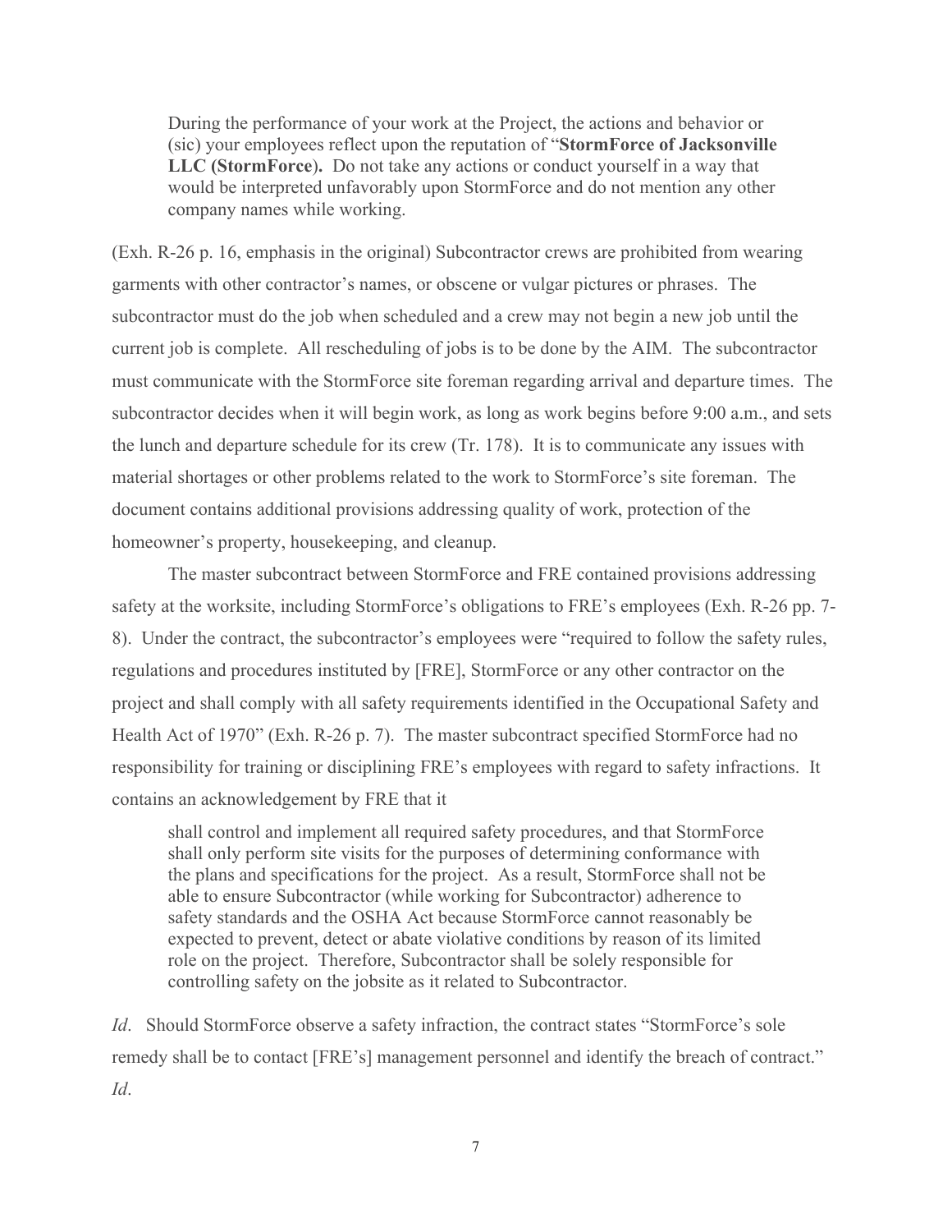> During the performance of your work at the Project, the actions and behavior or (sic) your employees reflect upon the reputation of "**StormForce of Jacksonville LLC (StormForce).** Do not take any actions or conduct yourself in a way that would be interpreted unfavorably upon StormForce and do not mention any other company names while working.

(Exh. R-26 p. 16, emphasis in the original) Subcontractor crews are prohibited from wearing garments with other contractor's names, or obscene or vulgar pictures or phrases. The subcontractor must do the job when scheduled and a crew may not begin a new job until the current job is complete. All rescheduling of jobs is to be done by the AIM. The subcontractor must communicate with the StormForce site foreman regarding arrival and departure times. The subcontractor decides when it will begin work, as long as work begins before 9:00 a.m., and sets the lunch and departure schedule for its crew (Tr. 178). It is to communicate any issues with material shortages or other problems related to the work to StormForce's site foreman. The document contains additional provisions addressing quality of work, protection of the homeowner's property, housekeeping, and cleanup.

The master subcontract between StormForce and FRE contained provisions addressing safety at the worksite, including StormForce's obligations to FRE's employees (Exh. R-26 pp. 7-8). Under the contract, the subcontractor's employees were "required to follow the safety rules, regulations and procedures instituted by [FRE], StormForce or any other contractor on the project and shall comply with all safety requirements identified in the Occupational Safety and Health Act of 1970" (Exh. R-26 p. 7). The master subcontract specified StormForce had no responsibility for training or disciplining FRE's employees with regard to safety infractions. It contains an acknowledgement by FRE that it

> shall control and implement all required safety procedures, and that StormForce shall only perform site visits for the purposes of determining conformance with the plans and specifications for the project. As a result, StormForce shall not be able to ensure Subcontractor (while working for Subcontractor) adherence to safety standards and the OSHA Act because StormForce cannot reasonably be expected to prevent, detect or abate violative conditions by reason of its limited role on the project. Therefore, Subcontractor shall be solely responsible for controlling safety on the jobsite as it related to Subcontractor.

*Id*. Should StormForce observe a safety infraction, the contract states "StormForce's sole remedy shall be to contact [FRE's] management personnel and identify the breach of contract." *Id*.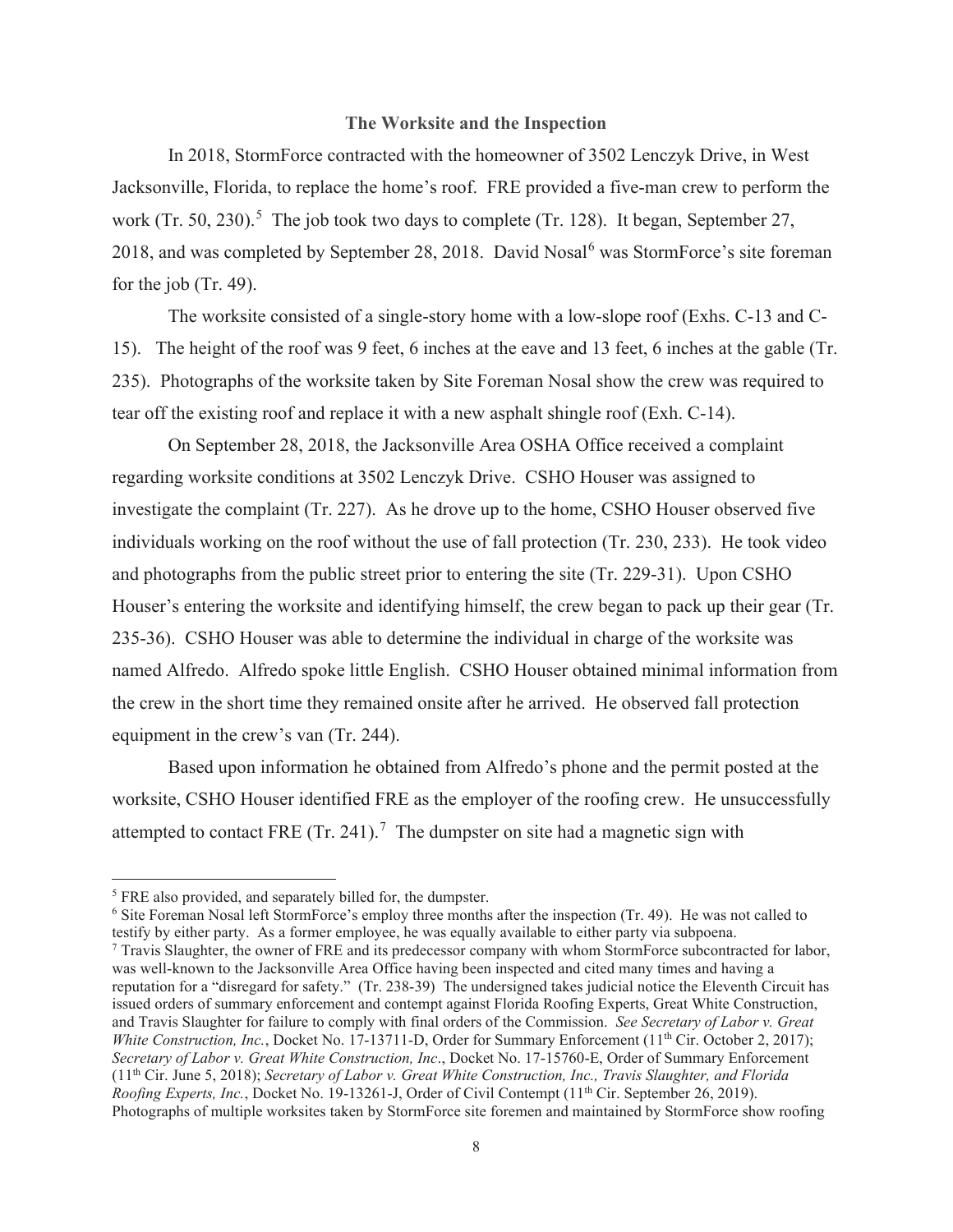### The Worksite and the Inspection

In 2018, StormForce contracted with the homeowner of 3502 Lenczyk Drive, in West Jacksonville, Florida, to replace the home's roof. FRE provided a five-man crew to perform the work (Tr. 50, 230).[5] The job took two days to complete (Tr. 128). It began, September 27, 2018, and was completed by September 28, 2018. David Nosal[6] was StormForce's site foreman for the job (Tr. 49).

The worksite consisted of a single-story home with a low-slope roof (Exhs. C-13 and C-15). The height of the roof was 9 feet, 6 inches at the eave and 13 feet, 6 inches at the gable (Tr. 235). Photographs of the worksite taken by Site Foreman Nosal show the crew was required to tear off the existing roof and replace it with a new asphalt shingle roof (Exh. C-14).

On September 28, 2018, the Jacksonville Area OSHA Office received a complaint regarding worksite conditions at 3502 Lenczyk Drive. CSHO Houser was assigned to investigate the complaint (Tr. 227). As he drove up to the home, CSHO Houser observed five individuals working on the roof without the use of fall protection (Tr. 230, 233). He took video and photographs from the public street prior to entering the site (Tr. 229-31). Upon CSHO Houser's entering the worksite and identifying himself, the crew began to pack up their gear (Tr. 235-36). CSHO Houser was able to determine the individual in charge of the worksite was named Alfredo. Alfredo spoke little English. CSHO Houser obtained minimal information from the crew in the short time they remained onsite after he arrived. He observed fall protection equipment in the crew's van (Tr. 244).

Based upon information he obtained from Alfredo's phone and the permit posted at the worksite, CSHO Houser identified FRE as the employer of the roofing crew. He unsuccessfully attempted to contact FRE (Tr. 241).[7] The dumpster on site had a magnetic sign with

---

[5] FRE also provided, and separately billed for, the dumpster.

[6] Site Foreman Nosal left StormForce's employ three months after the inspection (Tr. 49). He was not called to testify by either party. As a former employee, he was equally available to either party via subpoena.

[7] Travis Slaughter, the owner of FRE and its predecessor company with whom StormForce subcontracted for labor, was well-known to the Jacksonville Area Office having been inspected and cited many times and having a reputation for a "disregard for safety." (Tr. 238-39) The undersigned takes judicial notice the Eleventh Circuit has issued orders of summary enforcement and contempt against Florida Roofing Experts, Great White Construction, and Travis Slaughter for failure to comply with final orders of the Commission. *See Secretary of Labor v. Great White Construction, Inc.*, Docket No. 17-13711-D, Order for Summary Enforcement (11th Cir. October 2, 2017); *Secretary of Labor v. Great White Construction, Inc*., Docket No. 17-15760-E, Order of Summary Enforcement (11th Cir. June 5, 2018); *Secretary of Labor v. Great White Construction, Inc., Travis Slaughter, and Florida Roofing Experts, Inc.*, Docket No. 19-13261-J, Order of Civil Contempt (11th Cir. September 26, 2019). Photographs of multiple worksites taken by StormForce site foremen and maintained by StormForce show roofing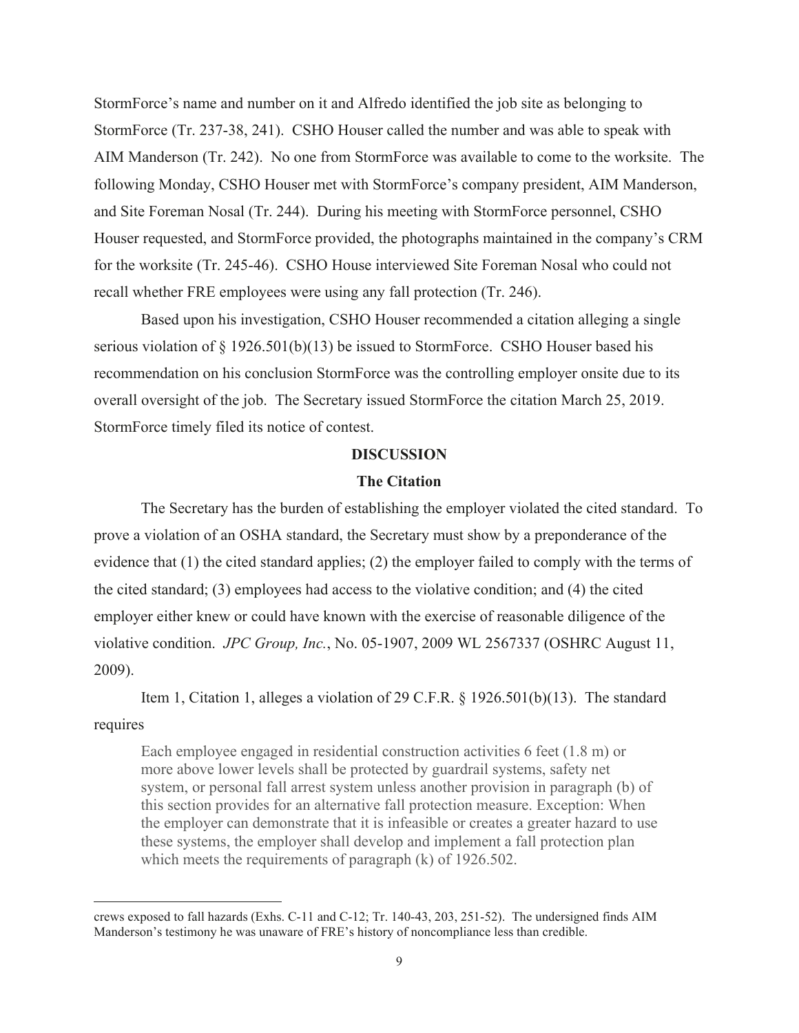StormForce's name and number on it and Alfredo identified the job site as belonging to StormForce (Tr. 237-38, 241). CSHO Houser called the number and was able to speak with AIM Manderson (Tr. 242). No one from StormForce was available to come to the worksite. The following Monday, CSHO Houser met with StormForce's company president, AIM Manderson, and Site Foreman Nosal (Tr. 244). During his meeting with StormForce personnel, CSHO Houser requested, and StormForce provided, the photographs maintained in the company's CRM for the worksite (Tr. 245-46). CSHO House interviewed Site Foreman Nosal who could not recall whether FRE employees were using any fall protection (Tr. 246).

Based upon his investigation, CSHO Houser recommended a citation alleging a single serious violation of § 1926.501(b)(13) be issued to StormForce. CSHO Houser based his recommendation on his conclusion StormForce was the controlling employer onsite due to its overall oversight of the job. The Secretary issued StormForce the citation March 25, 2019. StormForce timely filed its notice of contest.

## DISCUSSION

### The Citation

The Secretary has the burden of establishing the employer violated the cited standard. To prove a violation of an OSHA standard, the Secretary must show by a preponderance of the evidence that (1) the cited standard applies; (2) the employer failed to comply with the terms of the cited standard; (3) employees had access to the violative condition; and (4) the cited employer either knew or could have known with the exercise of reasonable diligence of the violative condition. *JPC Group, Inc.*, No. 05-1907, 2009 WL 2567337 (OSHRC August 11, 2009).

Item 1, Citation 1, alleges a violation of 29 C.F.R. § 1926.501(b)(13). The standard requires

> Each employee engaged in residential construction activities 6 feet (1.8 m) or more above lower levels shall be protected by guardrail systems, safety net system, or personal fall arrest system unless another provision in paragraph (b) of this section provides for an alternative fall protection measure. Exception: When the employer can demonstrate that it is infeasible or creates a greater hazard to use these systems, the employer shall develop and implement a fall protection plan which meets the requirements of paragraph (k) of 1926.502.

---

crews exposed to fall hazards (Exhs. C-11 and C-12; Tr. 140-43, 203, 251-52). The undersigned finds AIM Manderson's testimony he was unaware of FRE's history of noncompliance less than credible.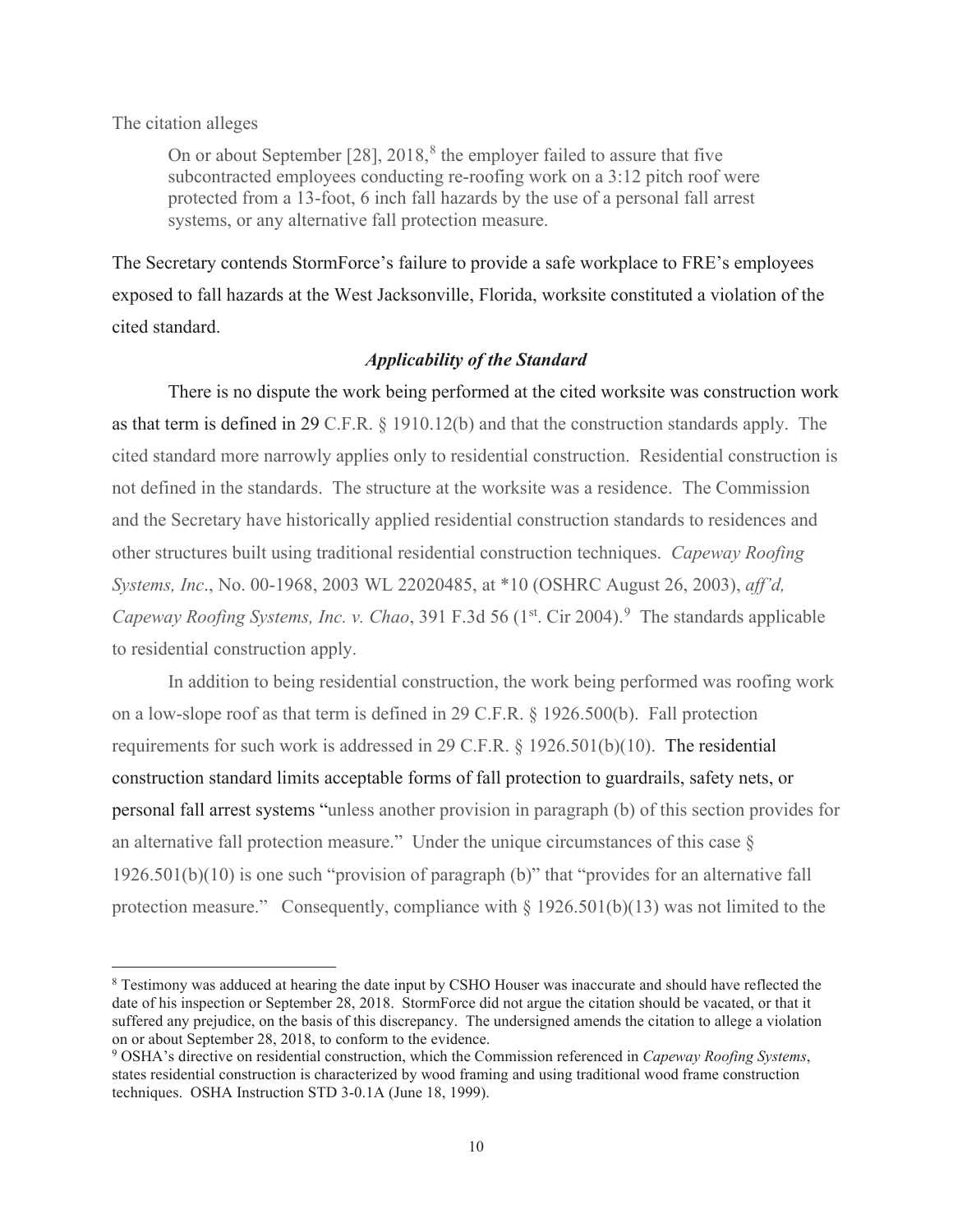The citation alleges

> On or about September [28], 2018,[8] the employer failed to assure that five subcontracted employees conducting re-roofing work on a 3:12 pitch roof were protected from a 13-foot, 6 inch fall hazards by the use of a personal fall arrest systems, or any alternative fall protection measure.

The Secretary contends StormForce's failure to provide a safe workplace to FRE's employees exposed to fall hazards at the West Jacksonville, Florida, worksite constituted a violation of the cited standard.

### *Applicability of the Standard*

There is no dispute the work being performed at the cited worksite was construction work as that term is defined in 29 C.F.R. § 1910.12(b) and that the construction standards apply. The cited standard more narrowly applies only to residential construction. Residential construction is not defined in the standards. The structure at the worksite was a residence. The Commission and the Secretary have historically applied residential construction standards to residences and other structures built using traditional residential construction techniques. *Capeway Roofing Systems, Inc*., No. 00-1968, 2003 WL 22020485, at *10 (OSHRC August 26, 2003), *aff'd, Capeway Roofing Systems, Inc. v. Chao*, 391 F.3d 56 (1st. Cir 2004).[9] The standards applicable to residential construction apply.

In addition to being residential construction, the work being performed was roofing work on a low-slope roof as that term is defined in 29 C.F.R. § 1926.500(b). Fall protection requirements for such work is addressed in 29 C.F.R. § 1926.501(b)(10). The residential construction standard limits acceptable forms of fall protection to guardrails, safety nets, or personal fall arrest systems "unless another provision in paragraph (b) of this section provides for an alternative fall protection measure." Under the unique circumstances of this case § 1926.501(b)(10) is one such "provision of paragraph (b)" that "provides for an alternative fall protection measure." Consequently, compliance with § 1926.501(b)(13) was not limited to the

---

[8] Testimony was adduced at hearing the date input by CSHO Houser was inaccurate and should have reflected the date of his inspection or September 28, 2018. StormForce did not argue the citation should be vacated, or that it suffered any prejudice, on the basis of this discrepancy. The undersigned amends the citation to allege a violation on or about September 28, 2018, to conform to the evidence.

[9] OSHA's directive on residential construction, which the Commission referenced in *Capeway Roofing Systems*, states residential construction is characterized by wood framing and using traditional wood frame construction techniques. OSHA Instruction STD 3-0.1A (June 18, 1999).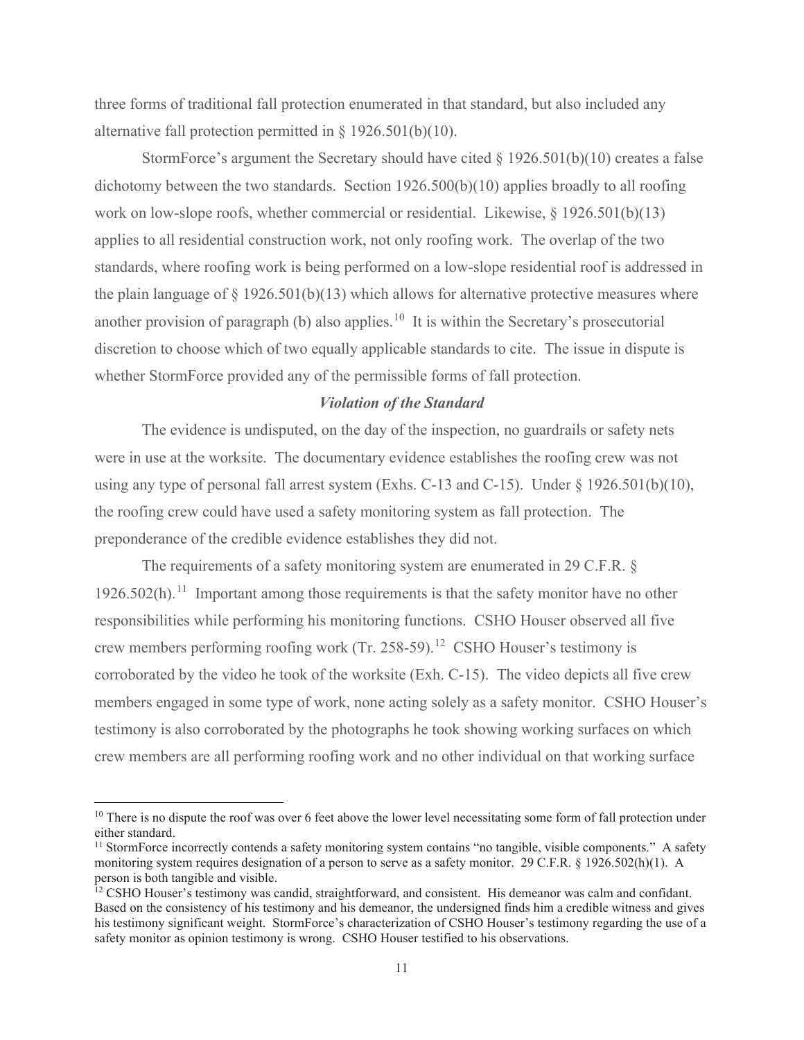three forms of traditional fall protection enumerated in that standard, but also included any alternative fall protection permitted in § 1926.501(b)(10).

StormForce's argument the Secretary should have cited § 1926.501(b)(10) creates a false dichotomy between the two standards. Section 1926.500(b)(10) applies broadly to all roofing work on low-slope roofs, whether commercial or residential. Likewise, § 1926.501(b)(13) applies to all residential construction work, not only roofing work. The overlap of the two standards, where roofing work is being performed on a low-slope residential roof is addressed in the plain language of § 1926.501(b)(13) which allows for alternative protective measures where another provision of paragraph (b) also applies.[10] It is within the Secretary's prosecutorial discretion to choose which of two equally applicable standards to cite. The issue in dispute is whether StormForce provided any of the permissible forms of fall protection.

### *Violation of the Standard*

The evidence is undisputed, on the day of the inspection, no guardrails or safety nets were in use at the worksite. The documentary evidence establishes the roofing crew was not using any type of personal fall arrest system (Exhs. C-13 and C-15). Under § 1926.501(b)(10), the roofing crew could have used a safety monitoring system as fall protection. The preponderance of the credible evidence establishes they did not.

The requirements of a safety monitoring system are enumerated in 29 C.F.R. § 1926.502(h).[11] Important among those requirements is that the safety monitor have no other responsibilities while performing his monitoring functions. CSHO Houser observed all five crew members performing roofing work (Tr. 258-59).[12] CSHO Houser's testimony is corroborated by the video he took of the worksite (Exh. C-15). The video depicts all five crew members engaged in some type of work, none acting solely as a safety monitor. CSHO Houser's testimony is also corroborated by the photographs he took showing working surfaces on which crew members are all performing roofing work and no other individual on that working surface

---

[10] There is no dispute the roof was over 6 feet above the lower level necessitating some form of fall protection under either standard.

[11] StormForce incorrectly contends a safety monitoring system contains "no tangible, visible components." A safety monitoring system requires designation of a person to serve as a safety monitor. 29 C.F.R. § 1926.502(h)(1). A person is both tangible and visible.

[12] CSHO Houser's testimony was candid, straightforward, and consistent. His demeanor was calm and confidant. Based on the consistency of his testimony and his demeanor, the undersigned finds him a credible witness and gives his testimony significant weight. StormForce's characterization of CSHO Houser's testimony regarding the use of a safety monitor as opinion testimony is wrong. CSHO Houser testified to his observations.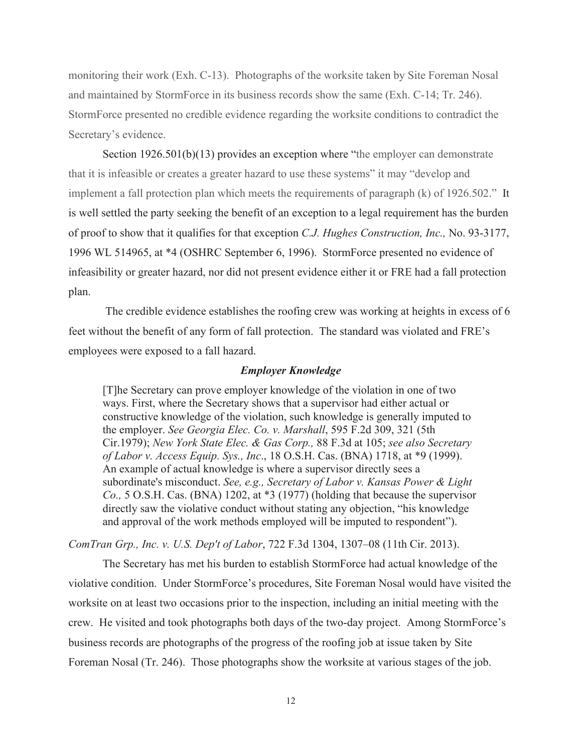monitoring their work (Exh. C-13). Photographs of the worksite taken by Site Foreman Nosal and maintained by StormForce in its business records show the same (Exh. C-14; Tr. 246). StormForce presented no credible evidence regarding the worksite conditions to contradict the Secretary's evidence.

Section 1926.501(b)(13) provides an exception where "the employer can demonstrate that it is infeasible or creates a greater hazard to use these systems" it may "develop and implement a fall protection plan which meets the requirements of paragraph (k) of 1926.502." It is well settled the party seeking the benefit of an exception to a legal requirement has the burden of proof to show that it qualifies for that exception *C.J. Hughes Construction, Inc.,* No. 93-3177, 1996 WL 514965, at *4 (OSHRC September 6, 1996). StormForce presented no evidence of infeasibility or greater hazard, nor did not present evidence either it or FRE had a fall protection plan.

The credible evidence establishes the roofing crew was working at heights in excess of 6 feet without the benefit of any form of fall protection. The standard was violated and FRE's employees were exposed to a fall hazard.

### *Employer Knowledge*

> [T]he Secretary can prove employer knowledge of the violation in one of two ways. First, where the Secretary shows that a supervisor had either actual or constructive knowledge of the violation, such knowledge is generally imputed to the employer. *See Georgia Elec. Co. v. Marshall*, 595 F.2d 309, 321 (5th Cir.1979); *New York State Elec. & Gas Corp.,* 88 F.3d at 105; *see also Secretary of Labor v. Access Equip. Sys., Inc*., 18 O.S.H. Cas. (BNA) 1718, at *9 (1999). An example of actual knowledge is where a supervisor directly sees a subordinate's misconduct. *See, e.g., Secretary of Labor v. Kansas Power & Light Co.,* 5 O.S.H. Cas. (BNA) 1202, at *3 (1977) (holding that because the supervisor directly saw the violative conduct without stating any objection, "his knowledge and approval of the work methods employed will be imputed to respondent").

*ComTran Grp., Inc. v. U.S. Dep't of Labor*, 722 F.3d 1304, 1307–08 (11th Cir. 2013).

The Secretary has met his burden to establish StormForce had actual knowledge of the violative condition. Under StormForce's procedures, Site Foreman Nosal would have visited the worksite on at least two occasions prior to the inspection, including an initial meeting with the crew. He visited and took photographs both days of the two-day project. Among StormForce's business records are photographs of the progress of the roofing job at issue taken by Site Foreman Nosal (Tr. 246). Those photographs show the worksite at various stages of the job.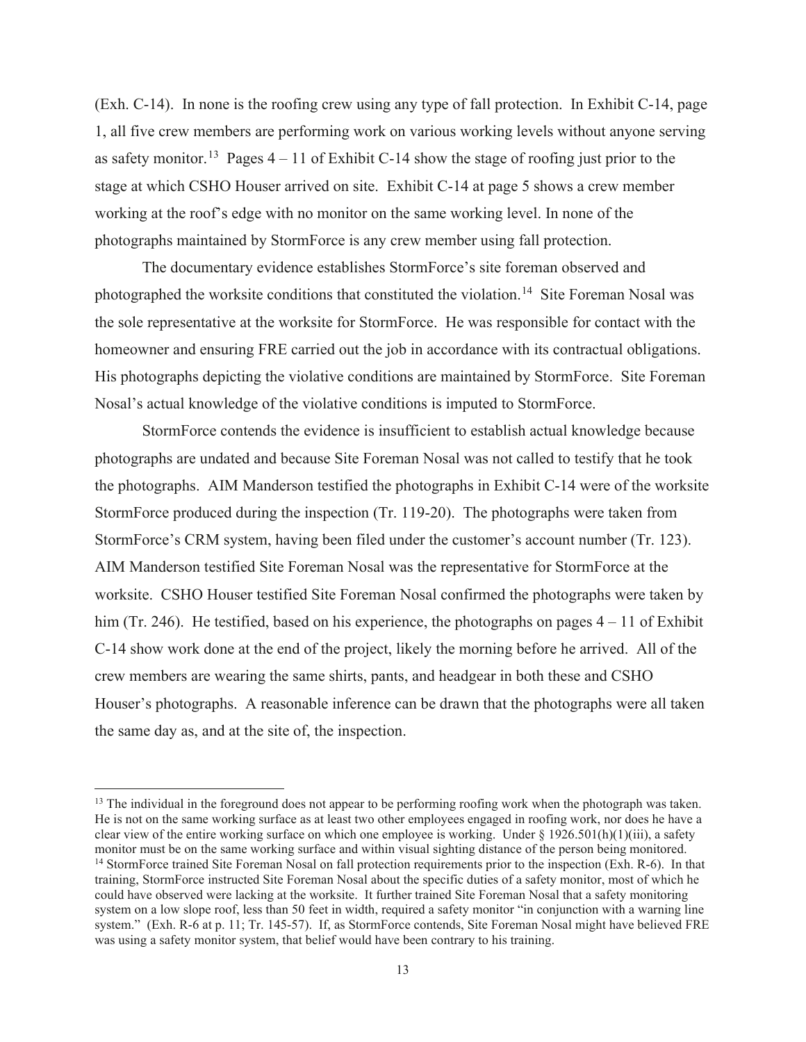(Exh. C-14). In none is the roofing crew using any type of fall protection. In Exhibit C-14, page 1, all five crew members are performing work on various working levels without anyone serving as safety monitor.[13] Pages 4 – 11 of Exhibit C-14 show the stage of roofing just prior to the stage at which CSHO Houser arrived on site. Exhibit C-14 at page 5 shows a crew member working at the roof's edge with no monitor on the same working level. In none of the photographs maintained by StormForce is any crew member using fall protection.

The documentary evidence establishes StormForce's site foreman observed and photographed the worksite conditions that constituted the violation.[14] Site Foreman Nosal was the sole representative at the worksite for StormForce. He was responsible for contact with the homeowner and ensuring FRE carried out the job in accordance with its contractual obligations. His photographs depicting the violative conditions are maintained by StormForce. Site Foreman Nosal's actual knowledge of the violative conditions is imputed to StormForce.

StormForce contends the evidence is insufficient to establish actual knowledge because photographs are undated and because Site Foreman Nosal was not called to testify that he took the photographs. AIM Manderson testified the photographs in Exhibit C-14 were of the worksite StormForce produced during the inspection (Tr. 119-20). The photographs were taken from StormForce's CRM system, having been filed under the customer's account number (Tr. 123). AIM Manderson testified Site Foreman Nosal was the representative for StormForce at the worksite. CSHO Houser testified Site Foreman Nosal confirmed the photographs were taken by him (Tr. 246). He testified, based on his experience, the photographs on pages 4 – 11 of Exhibit C-14 show work done at the end of the project, likely the morning before he arrived. All of the crew members are wearing the same shirts, pants, and headgear in both these and CSHO Houser's photographs. A reasonable inference can be drawn that the photographs were all taken the same day as, and at the site of, the inspection.

---

[13] The individual in the foreground does not appear to be performing roofing work when the photograph was taken. He is not on the same working surface as at least two other employees engaged in roofing work, nor does he have a clear view of the entire working surface on which one employee is working. Under § 1926.501(h)(1)(iii), a safety monitor must be on the same working surface and within visual sighting distance of the person being monitored.

[14] StormForce trained Site Foreman Nosal on fall protection requirements prior to the inspection (Exh. R-6). In that training, StormForce instructed Site Foreman Nosal about the specific duties of a safety monitor, most of which he could have observed were lacking at the worksite. It further trained Site Foreman Nosal that a safety monitoring system on a low slope roof, less than 50 feet in width, required a safety monitor "in conjunction with a warning line system." (Exh. R-6 at p. 11; Tr. 145-57). If, as StormForce contends, Site Foreman Nosal might have believed FRE was using a safety monitor system, that belief would have been contrary to his training.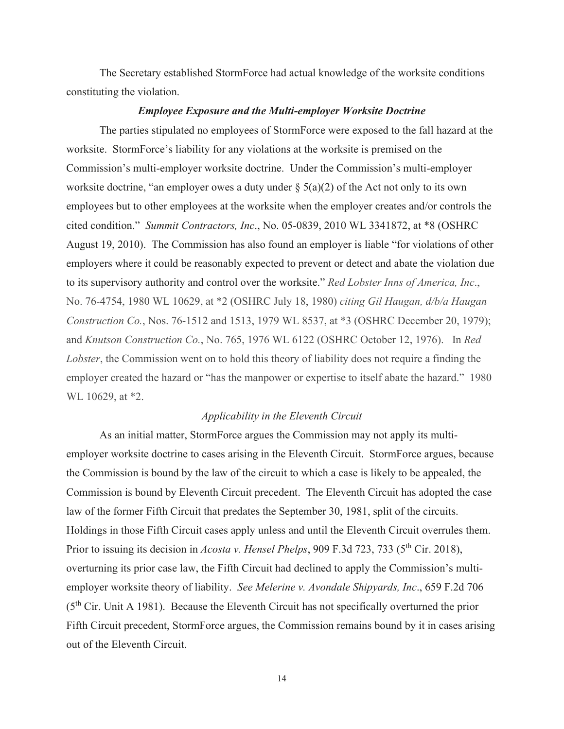The Secretary established StormForce had actual knowledge of the worksite conditions constituting the violation.

### ***Employee Exposure and the Multi-employer Worksite Doctrine***

The parties stipulated no employees of StormForce were exposed to the fall hazard at the worksite. StormForce's liability for any violations at the worksite is premised on the Commission's multi-employer worksite doctrine. Under the Commission's multi-employer worksite doctrine, "an employer owes a duty under § 5(a)(2) of the Act not only to its own employees but to other employees at the worksite when the employer creates and/or controls the cited condition." *Summit Contractors, Inc*., No. 05-0839, 2010 WL 3341872, at *8 (OSHRC August 19, 2010). The Commission has also found an employer is liable "for violations of other employers where it could be reasonably expected to prevent or detect and abate the violation due to its supervisory authority and control over the worksite." *Red Lobster Inns of America, Inc*., No. 76-4754, 1980 WL 10629, at *2 (OSHRC July 18, 1980) *citing Gil Haugan, d/b/a Haugan Construction Co.*, Nos. 76-1512 and 1513, 1979 WL 8537, at *3 (OSHRC December 20, 1979); and *Knutson Construction Co.*, No. 765, 1976 WL 6122 (OSHRC October 12, 1976). In *Red Lobster*, the Commission went on to hold this theory of liability does not require a finding the employer created the hazard or "has the manpower or expertise to itself abate the hazard." 1980 WL 10629, at *2.

#### *Applicability in the Eleventh Circuit*

As an initial matter, StormForce argues the Commission may not apply its multi-employer worksite doctrine to cases arising in the Eleventh Circuit. StormForce argues, because the Commission is bound by the law of the circuit to which a case is likely to be appealed, the Commission is bound by Eleventh Circuit precedent. The Eleventh Circuit has adopted the case law of the former Fifth Circuit that predates the September 30, 1981, split of the circuits. Holdings in those Fifth Circuit cases apply unless and until the Eleventh Circuit overrules them. Prior to issuing its decision in *Acosta v. Hensel Phelps*, 909 F.3d 723, 733 (5th Cir. 2018), overturning its prior case law, the Fifth Circuit had declined to apply the Commission's multi-employer worksite theory of liability. *See Melerine v. Avondale Shipyards, Inc*., 659 F.2d 706 (5th Cir. Unit A 1981). Because the Eleventh Circuit has not specifically overturned the prior Fifth Circuit precedent, StormForce argues, the Commission remains bound by it in cases arising out of the Eleventh Circuit.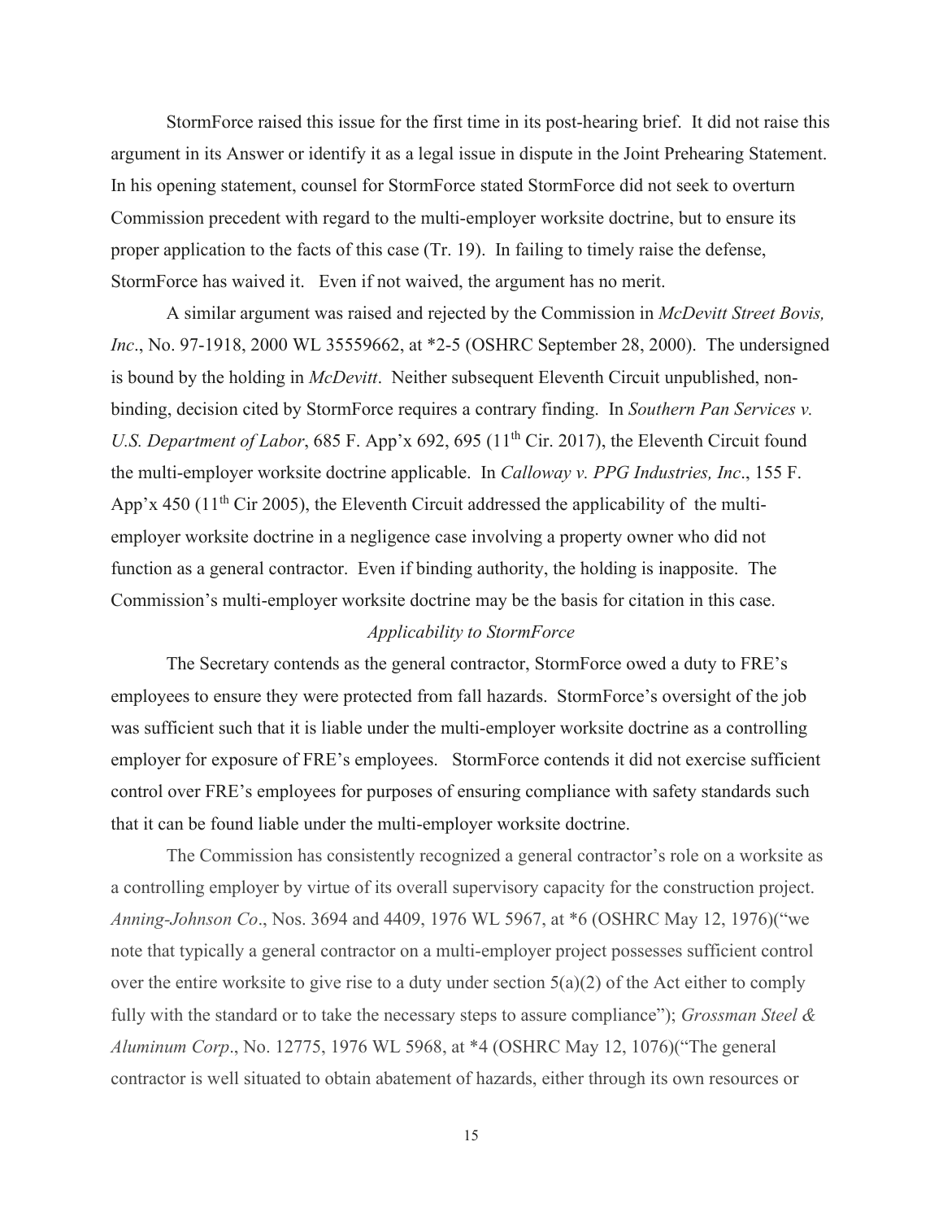StormForce raised this issue for the first time in its post-hearing brief. It did not raise this argument in its Answer or identify it as a legal issue in dispute in the Joint Prehearing Statement. In his opening statement, counsel for StormForce stated StormForce did not seek to overturn Commission precedent with regard to the multi-employer worksite doctrine, but to ensure its proper application to the facts of this case (Tr. 19). In failing to timely raise the defense, StormForce has waived it. Even if not waived, the argument has no merit.

A similar argument was raised and rejected by the Commission in *McDevitt Street Bovis, Inc*., No. 97-1918, 2000 WL 35559662, at *2-5 (OSHRC September 28, 2000). The undersigned is bound by the holding in *McDevitt*. Neither subsequent Eleventh Circuit unpublished, non-binding, decision cited by StormForce requires a contrary finding. In *Southern Pan Services v. U.S. Department of Labor*, 685 F. App'x 692, 695 (11th Cir. 2017), the Eleventh Circuit found the multi-employer worksite doctrine applicable. In *Calloway v. PPG Industries, Inc*., 155 F. App'x 450 (11th Cir 2005), the Eleventh Circuit addressed the applicability of the multi-employer worksite doctrine in a negligence case involving a property owner who did not function as a general contractor. Even if binding authority, the holding is inapposite. The Commission's multi-employer worksite doctrine may be the basis for citation in this case.

*Applicability to StormForce*

The Secretary contends as the general contractor, StormForce owed a duty to FRE's employees to ensure they were protected from fall hazards. StormForce's oversight of the job was sufficient such that it is liable under the multi-employer worksite doctrine as a controlling employer for exposure of FRE's employees. StormForce contends it did not exercise sufficient control over FRE's employees for purposes of ensuring compliance with safety standards such that it can be found liable under the multi-employer worksite doctrine.

The Commission has consistently recognized a general contractor's role on a worksite as a controlling employer by virtue of its overall supervisory capacity for the construction project. *Anning-Johnson Co*., Nos. 3694 and 4409, 1976 WL 5967, at *6 (OSHRC May 12, 1976)("we note that typically a general contractor on a multi-employer project possesses sufficient control over the entire worksite to give rise to a duty under section 5(a)(2) of the Act either to comply fully with the standard or to take the necessary steps to assure compliance"); *Grossman Steel & Aluminum Corp*., No. 12775, 1976 WL 5968, at *4 (OSHRC May 12, 1076)("The general contractor is well situated to obtain abatement of hazards, either through its own resources or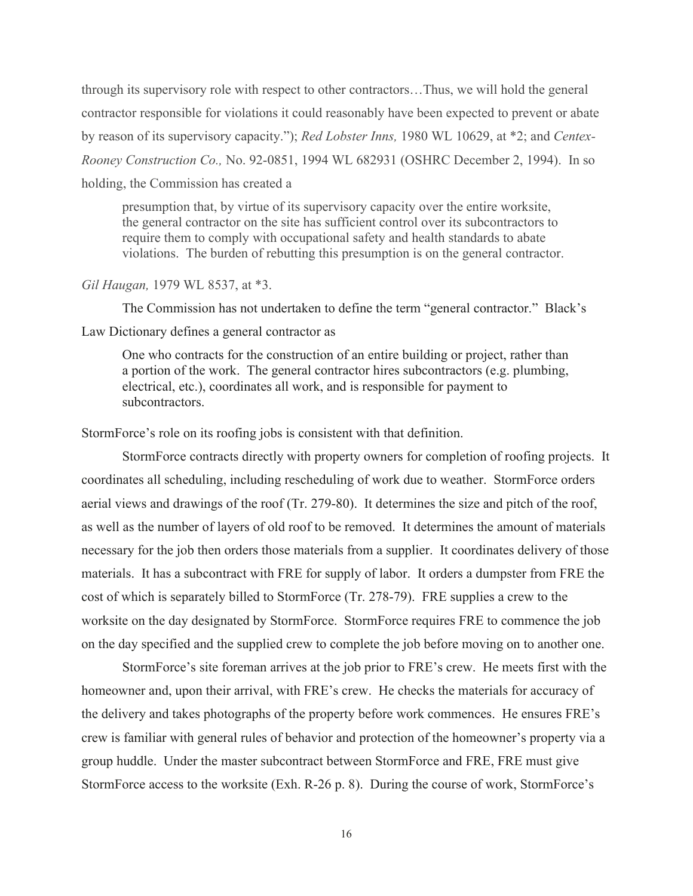through its supervisory role with respect to other contractors…Thus, we will hold the general contractor responsible for violations it could reasonably have been expected to prevent or abate by reason of its supervisory capacity."); *Red Lobster Inns,* 1980 WL 10629, at *2; and *Centex-Rooney Construction Co.,* No. 92-0851, 1994 WL 682931 (OSHRC December 2, 1994). In so holding, the Commission has created a

> presumption that, by virtue of its supervisory capacity over the entire worksite, the general contractor on the site has sufficient control over its subcontractors to require them to comply with occupational safety and health standards to abate violations. The burden of rebutting this presumption is on the general contractor.

*Gil Haugan,* 1979 WL 8537, at *3.

The Commission has not undertaken to define the term "general contractor." Black's Law Dictionary defines a general contractor as

> One who contracts for the construction of an entire building or project, rather than a portion of the work. The general contractor hires subcontractors (e.g. plumbing, electrical, etc.), coordinates all work, and is responsible for payment to subcontractors.

StormForce's role on its roofing jobs is consistent with that definition.

StormForce contracts directly with property owners for completion of roofing projects. It coordinates all scheduling, including rescheduling of work due to weather. StormForce orders aerial views and drawings of the roof (Tr. 279-80). It determines the size and pitch of the roof, as well as the number of layers of old roof to be removed. It determines the amount of materials necessary for the job then orders those materials from a supplier. It coordinates delivery of those materials. It has a subcontract with FRE for supply of labor. It orders a dumpster from FRE the cost of which is separately billed to StormForce (Tr. 278-79). FRE supplies a crew to the worksite on the day designated by StormForce. StormForce requires FRE to commence the job on the day specified and the supplied crew to complete the job before moving on to another one.

StormForce's site foreman arrives at the job prior to FRE's crew. He meets first with the homeowner and, upon their arrival, with FRE's crew. He checks the materials for accuracy of the delivery and takes photographs of the property before work commences. He ensures FRE's crew is familiar with general rules of behavior and protection of the homeowner's property via a group huddle. Under the master subcontract between StormForce and FRE, FRE must give StormForce access to the worksite (Exh. R-26 p. 8). During the course of work, StormForce's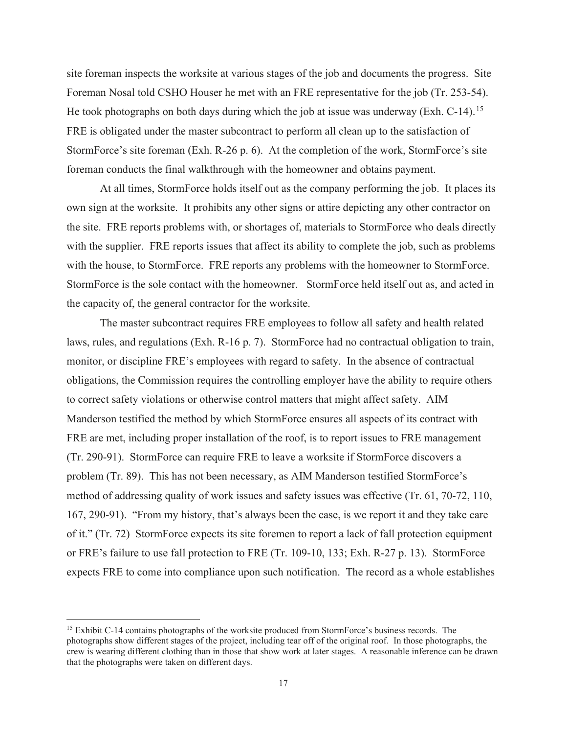site foreman inspects the worksite at various stages of the job and documents the progress. Site Foreman Nosal told CSHO Houser he met with an FRE representative for the job (Tr. 253-54). He took photographs on both days during which the job at issue was underway (Exh. C-14).[15] FRE is obligated under the master subcontract to perform all clean up to the satisfaction of StormForce's site foreman (Exh. R-26 p. 6). At the completion of the work, StormForce's site foreman conducts the final walkthrough with the homeowner and obtains payment.

At all times, StormForce holds itself out as the company performing the job. It places its own sign at the worksite. It prohibits any other signs or attire depicting any other contractor on the site. FRE reports problems with, or shortages of, materials to StormForce who deals directly with the supplier. FRE reports issues that affect its ability to complete the job, such as problems with the house, to StormForce. FRE reports any problems with the homeowner to StormForce. StormForce is the sole contact with the homeowner. StormForce held itself out as, and acted in the capacity of, the general contractor for the worksite.

The master subcontract requires FRE employees to follow all safety and health related laws, rules, and regulations (Exh. R-16 p. 7). StormForce had no contractual obligation to train, monitor, or discipline FRE's employees with regard to safety. In the absence of contractual obligations, the Commission requires the controlling employer have the ability to require others to correct safety violations or otherwise control matters that might affect safety. AIM Manderson testified the method by which StormForce ensures all aspects of its contract with FRE are met, including proper installation of the roof, is to report issues to FRE management (Tr. 290-91). StormForce can require FRE to leave a worksite if StormForce discovers a problem (Tr. 89). This has not been necessary, as AIM Manderson testified StormForce's method of addressing quality of work issues and safety issues was effective (Tr. 61, 70-72, 110, 167, 290-91). "From my history, that's always been the case, is we report it and they take care of it." (Tr. 72) StormForce expects its site foremen to report a lack of fall protection equipment or FRE's failure to use fall protection to FRE (Tr. 109-10, 133; Exh. R-27 p. 13). StormForce expects FRE to come into compliance upon such notification. The record as a whole establishes

[15] Exhibit C-14 contains photographs of the worksite produced from StormForce's business records. The photographs show different stages of the project, including tear off of the original roof. In those photographs, the crew is wearing different clothing than in those that show work at later stages. A reasonable inference can be drawn that the photographs were taken on different days.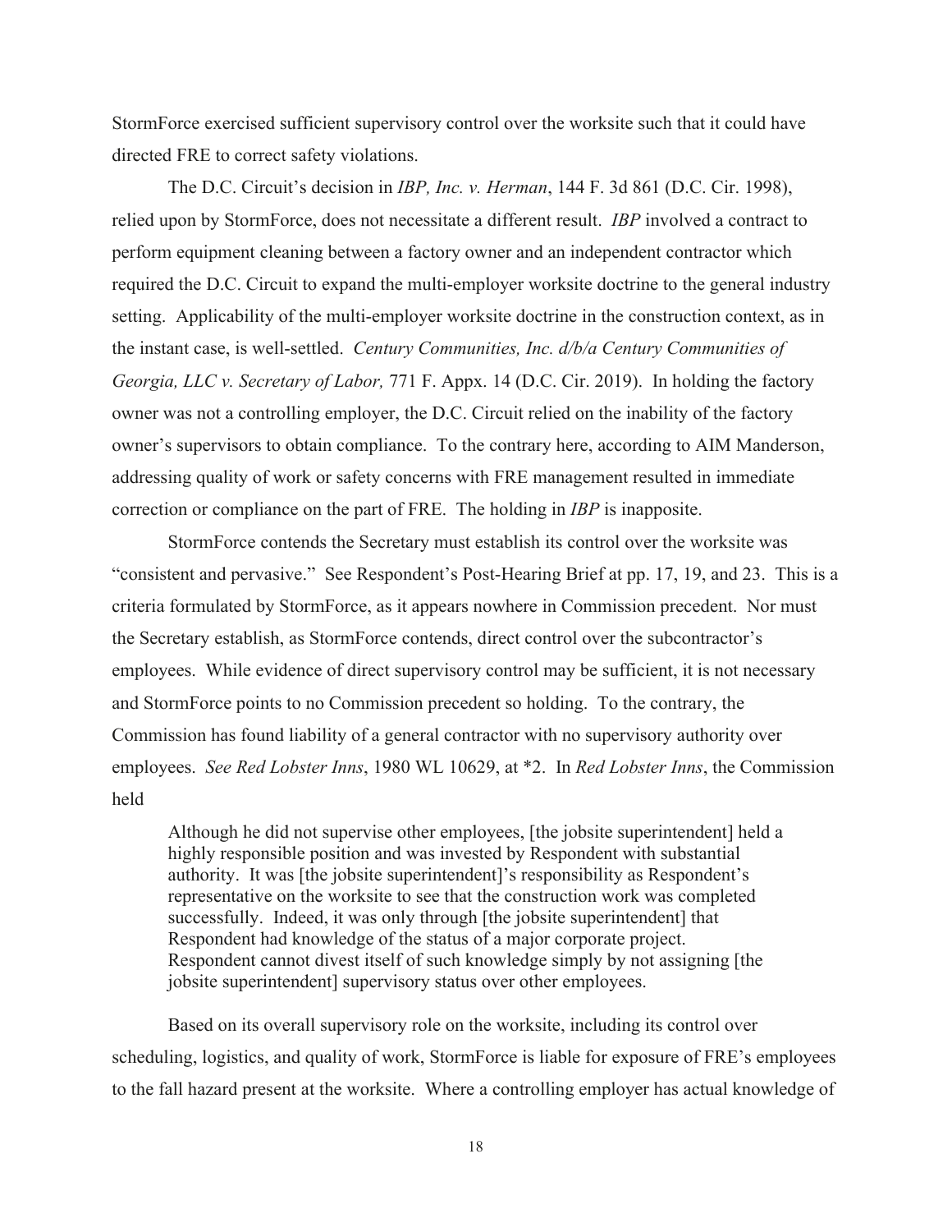StormForce exercised sufficient supervisory control over the worksite such that it could have directed FRE to correct safety violations.

The D.C. Circuit's decision in *IBP, Inc. v. Herman*, 144 F. 3d 861 (D.C. Cir. 1998), relied upon by StormForce, does not necessitate a different result. *IBP* involved a contract to perform equipment cleaning between a factory owner and an independent contractor which required the D.C. Circuit to expand the multi-employer worksite doctrine to the general industry setting. Applicability of the multi-employer worksite doctrine in the construction context, as in the instant case, is well-settled. *Century Communities, Inc. d/b/a Century Communities of Georgia, LLC v. Secretary of Labor,* 771 F. Appx. 14 (D.C. Cir. 2019). In holding the factory owner was not a controlling employer, the D.C. Circuit relied on the inability of the factory owner's supervisors to obtain compliance. To the contrary here, according to AIM Manderson, addressing quality of work or safety concerns with FRE management resulted in immediate correction or compliance on the part of FRE. The holding in *IBP* is inapposite.

StormForce contends the Secretary must establish its control over the worksite was "consistent and pervasive." See Respondent's Post-Hearing Brief at pp. 17, 19, and 23. This is a criteria formulated by StormForce, as it appears nowhere in Commission precedent. Nor must the Secretary establish, as StormForce contends, direct control over the subcontractor's employees. While evidence of direct supervisory control may be sufficient, it is not necessary and StormForce points to no Commission precedent so holding. To the contrary, the Commission has found liability of a general contractor with no supervisory authority over employees. *See Red Lobster Inns*, 1980 WL 10629, at *2. In *Red Lobster Inns*, the Commission held

> Although he did not supervise other employees, [the jobsite superintendent] held a highly responsible position and was invested by Respondent with substantial authority. It was [the jobsite superintendent]'s responsibility as Respondent's representative on the worksite to see that the construction work was completed successfully. Indeed, it was only through [the jobsite superintendent] that Respondent had knowledge of the status of a major corporate project. Respondent cannot divest itself of such knowledge simply by not assigning [the jobsite superintendent] supervisory status over other employees.

Based on its overall supervisory role on the worksite, including its control over scheduling, logistics, and quality of work, StormForce is liable for exposure of FRE's employees to the fall hazard present at the worksite. Where a controlling employer has actual knowledge of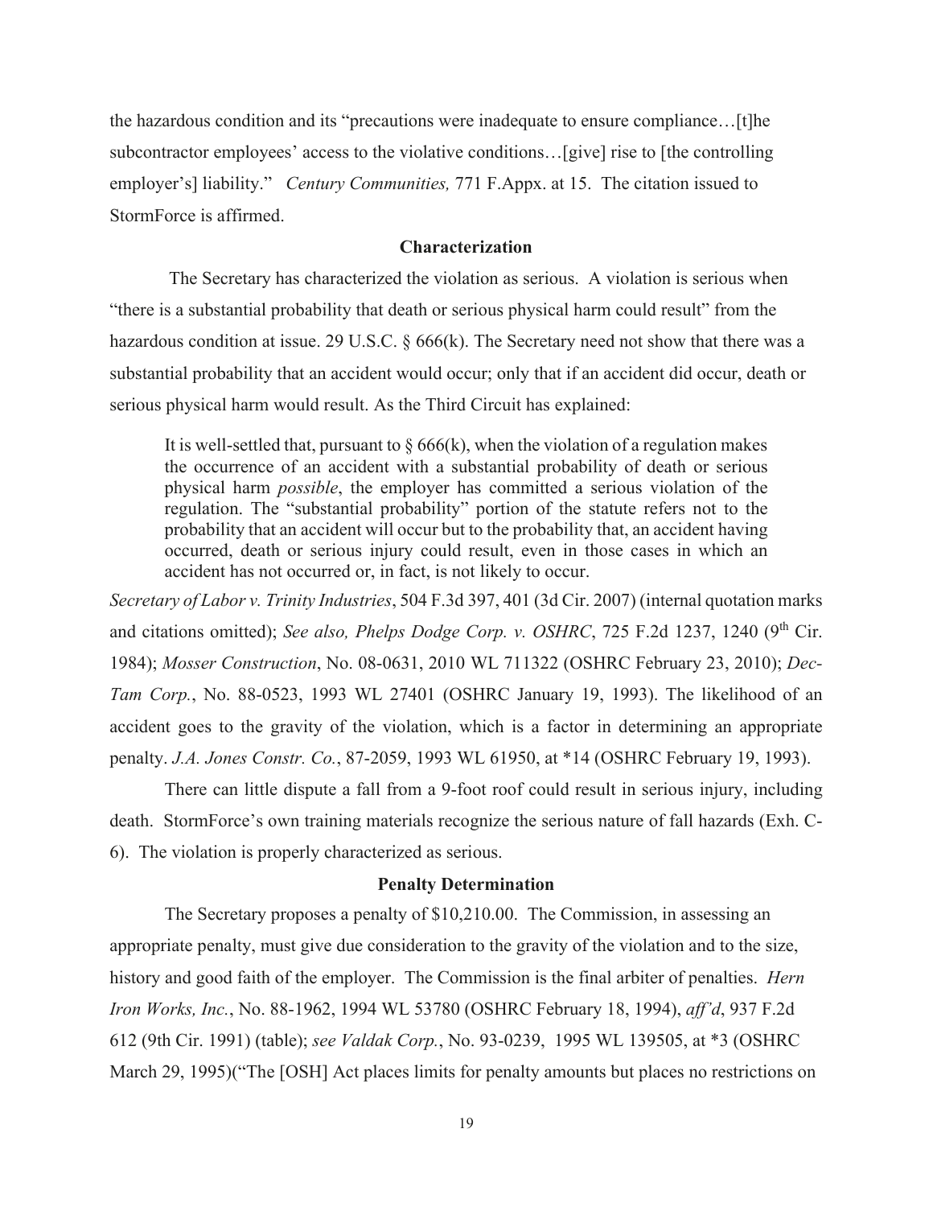the hazardous condition and its "precautions were inadequate to ensure compliance…[t]he subcontractor employees' access to the violative conditions…[give] rise to [the controlling employer's] liability." *Century Communities,* 771 F.Appx. at 15. The citation issued to StormForce is affirmed.

**Characterization**

The Secretary has characterized the violation as serious. A violation is serious when "there is a substantial probability that death or serious physical harm could result" from the hazardous condition at issue. 29 U.S.C. § 666(k). The Secretary need not show that there was a substantial probability that an accident would occur; only that if an accident did occur, death or serious physical harm would result. As the Third Circuit has explained:

> It is well-settled that, pursuant to § 666(k), when the violation of a regulation makes the occurrence of an accident with a substantial probability of death or serious physical harm *possible*, the employer has committed a serious violation of the regulation. The "substantial probability" portion of the statute refers not to the probability that an accident will occur but to the probability that, an accident having occurred, death or serious injury could result, even in those cases in which an accident has not occurred or, in fact, is not likely to occur.

*Secretary of Labor v. Trinity Industries*, 504 F.3d 397, 401 (3d Cir. 2007) (internal quotation marks and citations omitted); *See also, Phelps Dodge Corp. v. OSHRC*, 725 F.2d 1237, 1240 (9th Cir. 1984); *Mosser Construction*, No. 08-0631, 2010 WL 711322 (OSHRC February 23, 2010); *Dec-Tam Corp.*, No. 88-0523, 1993 WL 27401 (OSHRC January 19, 1993). The likelihood of an accident goes to the gravity of the violation, which is a factor in determining an appropriate penalty. *J.A. Jones Constr. Co.*, 87-2059, 1993 WL 61950, at *14 (OSHRC February 19, 1993).

There can little dispute a fall from a 9-foot roof could result in serious injury, including death. StormForce's own training materials recognize the serious nature of fall hazards (Exh. C-6). The violation is properly characterized as serious.

**Penalty Determination**

The Secretary proposes a penalty of $10,210.00. The Commission, in assessing an appropriate penalty, must give due consideration to the gravity of the violation and to the size, history and good faith of the employer. The Commission is the final arbiter of penalties. *Hern Iron Works, Inc.*, No. 88-1962, 1994 WL 53780 (OSHRC February 18, 1994), *aff'd*, 937 F.2d 612 (9th Cir. 1991) (table); *see Valdak Corp.*, No. 93-0239, 1995 WL 139505, at *3 (OSHRC March 29, 1995)("The [OSH] Act places limits for penalty amounts but places no restrictions on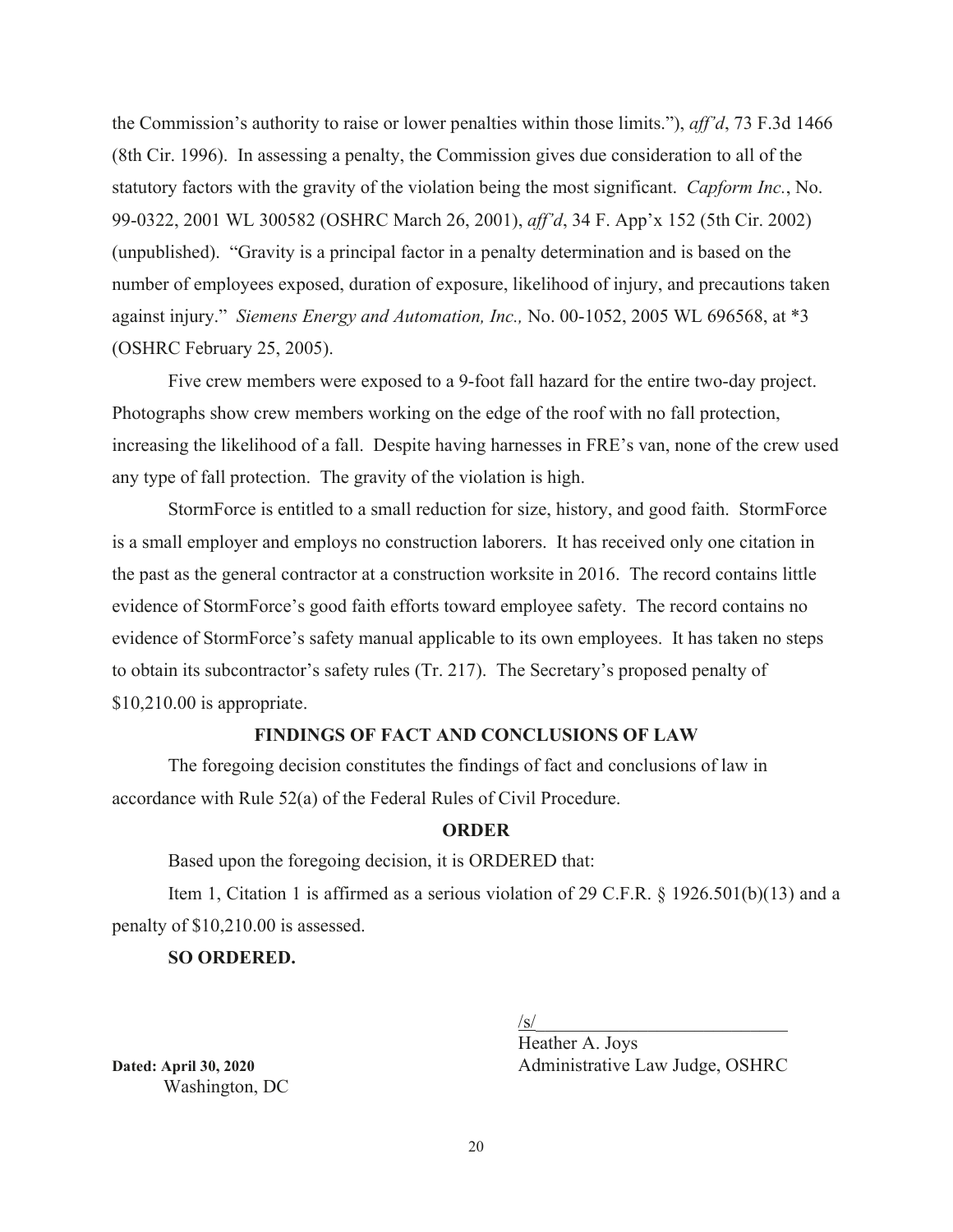the Commission's authority to raise or lower penalties within those limits."), *aff'd*, 73 F.3d 1466 (8th Cir. 1996). In assessing a penalty, the Commission gives due consideration to all of the statutory factors with the gravity of the violation being the most significant. *Capform Inc.*, No. 99-0322, 2001 WL 300582 (OSHRC March 26, 2001), *aff'd*, 34 F. App'x 152 (5th Cir. 2002) (unpublished). "Gravity is a principal factor in a penalty determination and is based on the number of employees exposed, duration of exposure, likelihood of injury, and precautions taken against injury." *Siemens Energy and Automation, Inc.,* No. 00-1052, 2005 WL 696568, at *3 (OSHRC February 25, 2005).

Five crew members were exposed to a 9-foot fall hazard for the entire two-day project. Photographs show crew members working on the edge of the roof with no fall protection, increasing the likelihood of a fall. Despite having harnesses in FRE's van, none of the crew used any type of fall protection. The gravity of the violation is high.

StormForce is entitled to a small reduction for size, history, and good faith. StormForce is a small employer and employs no construction laborers. It has received only one citation in the past as the general contractor at a construction worksite in 2016. The record contains little evidence of StormForce's good faith efforts toward employee safety. The record contains no evidence of StormForce's safety manual applicable to its own employees. It has taken no steps to obtain its subcontractor's safety rules (Tr. 217). The Secretary's proposed penalty of $10,210.00 is appropriate.

## FINDINGS OF FACT AND CONCLUSIONS OF LAW

The foregoing decision constitutes the findings of fact and conclusions of law in accordance with Rule 52(a) of the Federal Rules of Civil Procedure.

## ORDER

Based upon the foregoing decision, it is ORDERED that:

Item 1, Citation 1 is affirmed as a serious violation of 29 C.F.R. § 1926.501(b)(13) and a penalty of $10,210.00 is assessed.

**SO ORDERED.**

/s/

Heather A. Joys
Administrative Law Judge, OSHRC

**Dated: April 30, 2020**
Washington, DC